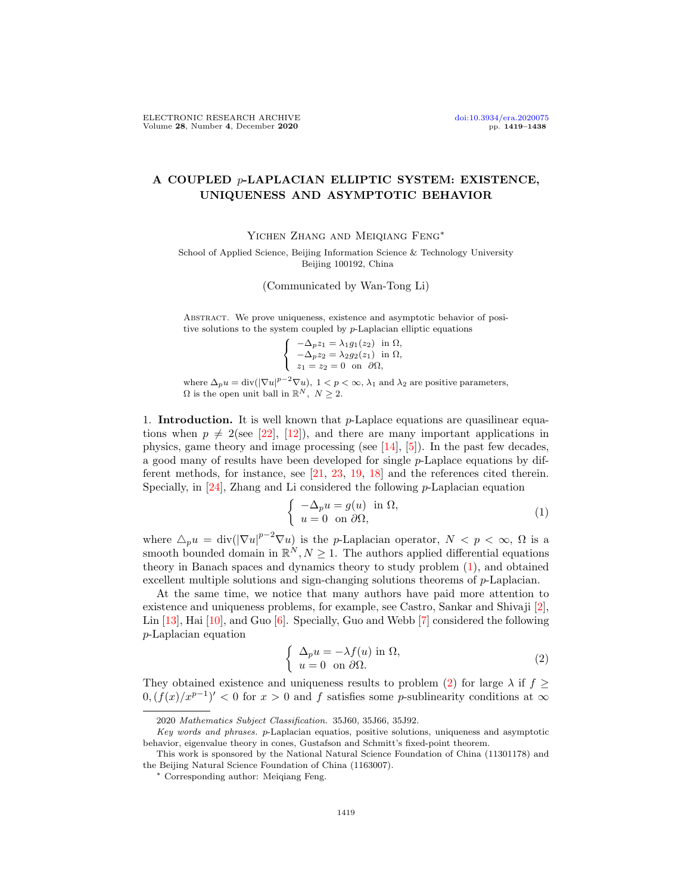# A COUPLED $p$-LAPLACIAN ELLIPTIC SYSTEM: EXISTENCE, UNIQUENESS AND ASYMPTOTIC BEHAVIOR

Yichen Zhang and Meiqiang Feng*

School of Applied Science, Beijing Information Science & Technology University
Beijing 100192, China

(Communicated by Wan-Tong Li)

Abstract. We prove uniqueness, existence and asymptotic behavior of positive solutions to the system coupled by $p$-Laplacian elliptic equations

$$\begin{cases} -\Delta_p z_1 = \lambda_1 g_1(z_2) \ \text{ in } \Omega, \\ -\Delta_p z_2 = \lambda_2 g_2(z_1) \ \text{ in } \Omega, \\ z_1 = z_2 = 0 \ \text{ on } \partial\Omega, \end{cases}$$

where $\Delta_p u = \operatorname{div}(|\nabla u|^{p-2}\nabla u)$, $1 < p < \infty$, $\lambda_1$ and $\lambda_2$ are positive parameters, $\Omega$ is the open unit ball in $\mathbb{R}^N$, $N \geq 2$.

1. **Introduction.** It is well known that $p$-Laplace equations are quasilinear equations when $p \neq 2$(see [22], [12]), and there are many important applications in physics, game theory and image processing (see [14], [5]). In the past few decades, a good many of results have been developed for single $p$-Laplace equations by different methods, for instance, see [21, 23, 19, 18] and the references cited therein. Specially, in [24], Zhang and Li considered the following $p$-Laplacian equation

$$\begin{cases} -\Delta_p u = g(u) \ \text{ in } \Omega, \\ u = 0 \ \text{ on } \partial\Omega, \end{cases} \tag{1}$$

where $\triangle_p u = \operatorname{div}(|\nabla u|^{p-2}\nabla u)$ is the $p$-Laplacian operator, $N < p < \infty$, $\Omega$ is a smooth bounded domain in $\mathbb{R}^N, N \geq 1$. The authors applied differential equations theory in Banach spaces and dynamics theory to study problem (1), and obtained excellent multiple solutions and sign-changing solutions theorems of $p$-Laplacian.

At the same time, we notice that many authors have paid more attention to existence and uniqueness problems, for example, see Castro, Sankar and Shivaji [2], Lin [13], Hai [10], and Guo [6]. Specially, Guo and Webb [7] considered the following $p$-Laplacian equation

$$\begin{cases} \Delta_p u = -\lambda f(u) \text{ in } \Omega, \\ u = 0 \ \text{ on } \partial\Omega. \end{cases} \tag{2}$$

They obtained existence and uniqueness results to problem (2) for large $\lambda$ if $f \geq 0, (f(x)/x^{p-1})' < 0$ for $x > 0$ and $f$ satisfies some $p$-sublinearity conditions at $\infty$

---

2020 *Mathematics Subject Classification.* 35J60, 35J66, 35J92.

*Key words and phrases.* $p$-Laplacian equatios, positive solutions, uniqueness and asymptotic behavior, eigenvalue theory in cones, Gustafson and Schmitt's fixed-point theorem.

This work is sponsored by the National Natural Science Foundation of China (11301178) and the Beijing Natural Science Foundation of China (1163007).

* Corresponding author: Meiqiang Feng.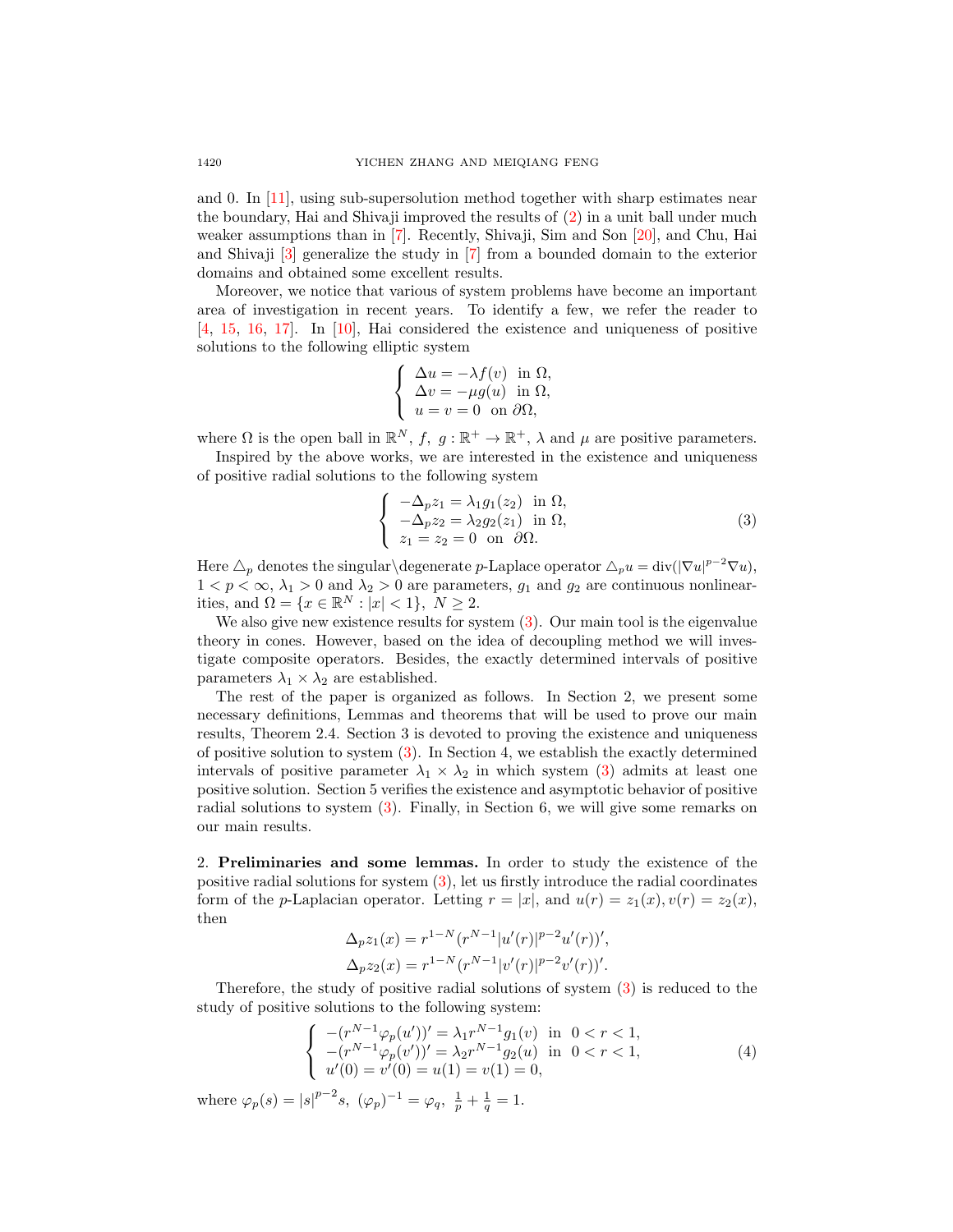and 0. In [11], using sub-supersolution method together with sharp estimates near the boundary, Hai and Shivaji improved the results of (2) in a unit ball under much weaker assumptions than in [7]. Recently, Shivaji, Sim and Son [20], and Chu, Hai and Shivaji [3] generalize the study in [7] from a bounded domain to the exterior domains and obtained some excellent results.

Moreover, we notice that various of system problems have become an important area of investigation in recent years. To identify a few, we refer the reader to [4, 15, 16, 17]. In [10], Hai considered the existence and uniqueness of positive solutions to the following elliptic system

$$\begin{cases} \Delta u = -\lambda f(v) & \text{in } \Omega, \\ \Delta v = -\mu g(u) & \text{in } \Omega, \\ u = v = 0 & \text{on } \partial\Omega, \end{cases}$$

where $\Omega$ is the open ball in $\mathbb{R}^N$, $f,\ g : \mathbb{R}^+ \to \mathbb{R}^+$, $\lambda$ and $\mu$ are positive parameters.

Inspired by the above works, we are interested in the existence and uniqueness of positive radial solutions to the following system

$$\begin{cases} -\Delta_p z_1 = \lambda_1 g_1(z_2) & \text{in } \Omega, \\ -\Delta_p z_2 = \lambda_2 g_2(z_1) & \text{in } \Omega, \\ z_1 = z_2 = 0 & \text{on } \partial\Omega. \end{cases} \tag{3}$$

Here $\triangle_p$ denotes the singular\degenerate $p$-Laplace operator $\triangle_p u = \operatorname{div}(|\nabla u|^{p-2}\nabla u)$, $1 < p < \infty$, $\lambda_1 > 0$ and $\lambda_2 > 0$ are parameters, $g_1$ and $g_2$ are continuous nonlinearities, and $\Omega = \{x \in \mathbb{R}^N : |x| < 1\},\ N \geq 2$.

We also give new existence results for system (3). Our main tool is the eigenvalue theory in cones. However, based on the idea of decoupling method we will investigate composite operators. Besides, the exactly determined intervals of positive parameters $\lambda_1 \times \lambda_2$ are established.

The rest of the paper is organized as follows. In Section 2, we present some necessary definitions, Lemmas and theorems that will be used to prove our main results, Theorem 2.4. Section 3 is devoted to proving the existence and uniqueness of positive solution to system (3). In Section 4, we establish the exactly determined intervals of positive parameter $\lambda_1 \times \lambda_2$ in which system (3) admits at least one positive solution. Section 5 verifies the existence and asymptotic behavior of positive radial solutions to system (3). Finally, in Section 6, we will give some remarks on our main results.

## 2. Preliminaries and some lemmas.

In order to study the existence of the positive radial solutions for system (3), let us firstly introduce the radial coordinates form of the $p$-Laplacian operator. Letting $r = |x|$, and $u(r) = z_1(x), v(r) = z_2(x)$, then

$$\Delta_p z_1(x) = r^{1-N}(r^{N-1}|u'(r)|^{p-2}u'(r))',$$
$$\Delta_p z_2(x) = r^{1-N}(r^{N-1}|v'(r)|^{p-2}v'(r))'.$$

Therefore, the study of positive radial solutions of system (3) is reduced to the study of positive solutions to the following system:

$$\begin{cases} -(r^{N-1}\varphi_p(u'))' = \lambda_1 r^{N-1} g_1(v) & \text{in } 0 < r < 1, \\ -(r^{N-1}\varphi_p(v'))' = \lambda_2 r^{N-1} g_2(u) & \text{in } 0 < r < 1, \\ u'(0) = v'(0) = u(1) = v(1) = 0, \end{cases} \tag{4}$$

where $\varphi_p(s) = |s|^{p-2}s,\ (\varphi_p)^{-1} = \varphi_q,\ \frac{1}{p} + \frac{1}{q} = 1$.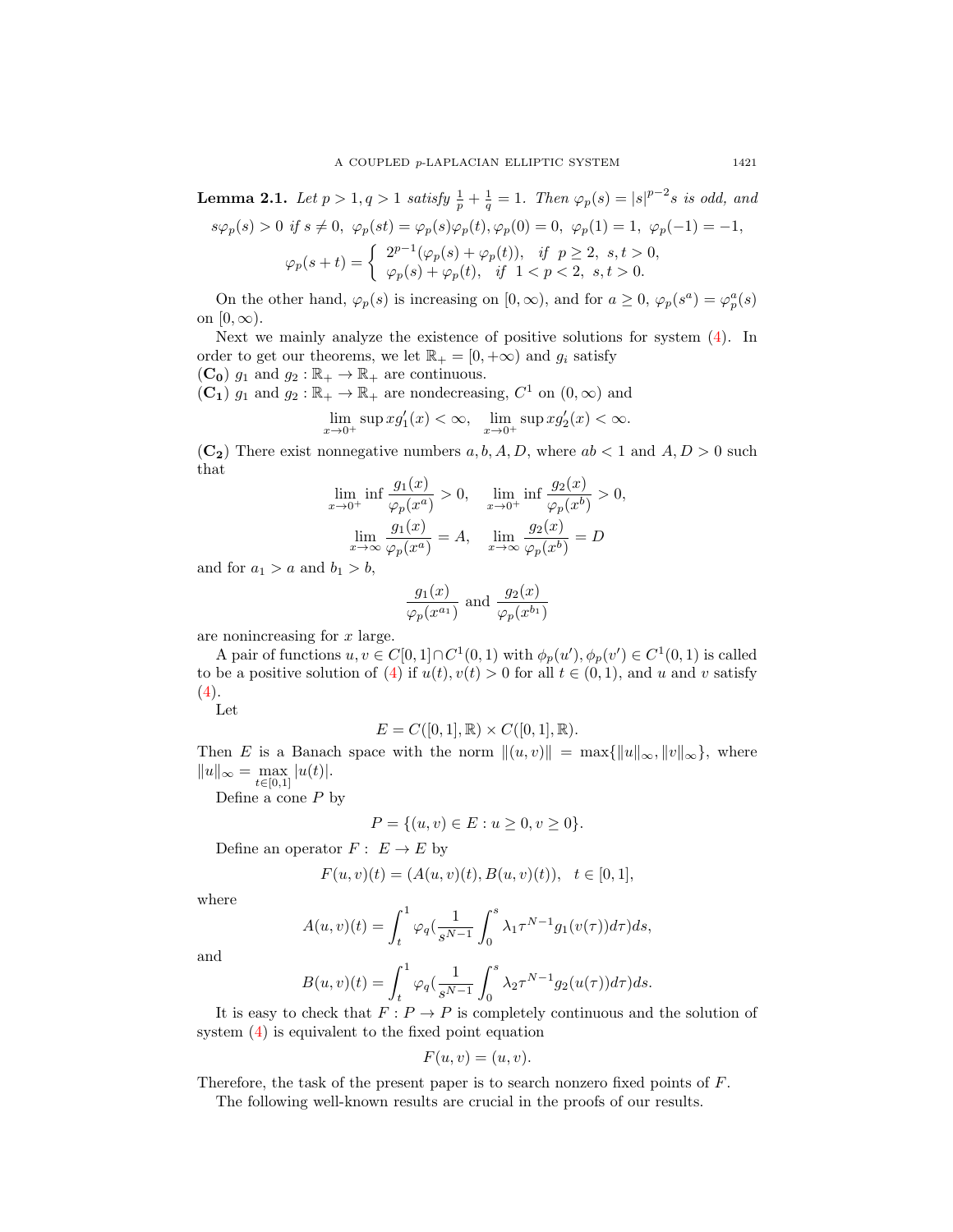**Lemma 2.1.** *Let $p > 1, q > 1$ satisfy $\frac{1}{p} + \frac{1}{q} = 1$. Then $\varphi_p(s) = |s|^{p-2}s$ is odd, and*

$$s\varphi_p(s) > 0 \text{ if } s \neq 0,\ \varphi_p(st) = \varphi_p(s)\varphi_p(t), \varphi_p(0) = 0,\ \varphi_p(1) = 1,\ \varphi_p(-1) = -1,$$

$$\varphi_p(s+t) = \begin{cases} 2^{p-1}(\varphi_p(s) + \varphi_p(t)), & \text{if } p \geq 2,\ s,t > 0, \\ \varphi_p(s) + \varphi_p(t), & \text{if } 1 < p < 2,\ s,t > 0. \end{cases}$$

On the other hand, $\varphi_p(s)$ is increasing on $[0,\infty)$, and for $a \geq 0$, $\varphi_p(s^a) = \varphi_p^a(s)$ on $[0,\infty)$.

Next we mainly analyze the existence of positive solutions for system (4). In order to get our theorems, we let $\mathbb{R}_+ = [0,+\infty)$ and $g_i$ satisfy

**($\mathbf{C_0}$)** $g_1$ and $g_2 : \mathbb{R}_+ \to \mathbb{R}_+$ are continuous.

**($\mathbf{C_1}$)** $g_1$ and $g_2 : \mathbb{R}_+ \to \mathbb{R}_+$ are nondecreasing, $C^1$ on $(0,\infty)$ and

$$\lim_{x\to 0^+} \sup x g_1'(x) < \infty, \quad \lim_{x\to 0^+} \sup x g_2'(x) < \infty.$$

**($\mathbf{C_2}$)** There exist nonnegative numbers $a, b, A, D$, where $ab < 1$ and $A, D > 0$ such that

$$\lim_{x\to 0^+} \inf \frac{g_1(x)}{\varphi_p(x^a)} > 0, \quad \lim_{x\to 0^+} \inf \frac{g_2(x)}{\varphi_p(x^b)} > 0,$$

$$\lim_{x\to \infty} \frac{g_1(x)}{\varphi_p(x^a)} = A, \quad \lim_{x\to \infty} \frac{g_2(x)}{\varphi_p(x^b)} = D$$

and for $a_1 > a$ and $b_1 > b$,

$$\frac{g_1(x)}{\varphi_p(x^{a_1})} \text{ and } \frac{g_2(x)}{\varphi_p(x^{b_1})}$$

are nonincreasing for $x$ large.

A pair of functions $u, v \in C[0,1] \cap C^1(0,1)$ with $\phi_p(u'), \phi_p(v') \in C^1(0,1)$ is called to be a positive solution of (4) if $u(t), v(t) > 0$ for all $t \in (0,1)$, and $u$ and $v$ satisfy (4).

Let

$$E = C([0,1],\mathbb{R}) \times C([0,1],\mathbb{R}).$$

Then $E$ is a Banach space with the norm $\|(u,v)\| = \max\{\|u\|_\infty, \|v\|_\infty\}$, where $\|u\|_\infty = \max_{t\in[0,1]} |u(t)|$.

Define a cone $P$ by

$$P = \{(u,v) \in E : u \geq 0, v \geq 0\}.$$

Define an operator $F :\ E \to E$ by

$$F(u,v)(t) = (A(u,v)(t), B(u,v)(t)), \quad t \in [0,1],$$

where

$$A(u,v)(t) = \int_t^1 \varphi_q\Big(\frac{1}{s^{N-1}} \int_0^s \lambda_1 \tau^{N-1} g_1(v(\tau)) d\tau\Big) ds,$$

and

$$B(u,v)(t) = \int_t^1 \varphi_q\Big(\frac{1}{s^{N-1}} \int_0^s \lambda_2 \tau^{N-1} g_2(u(\tau)) d\tau\Big) ds.$$

It is easy to check that $F : P \to P$ is completely continuous and the solution of system (4) is equivalent to the fixed point equation

$$F(u,v) = (u,v).$$

Therefore, the task of the present paper is to search nonzero fixed points of $F$.

The following well-known results are crucial in the proofs of our results.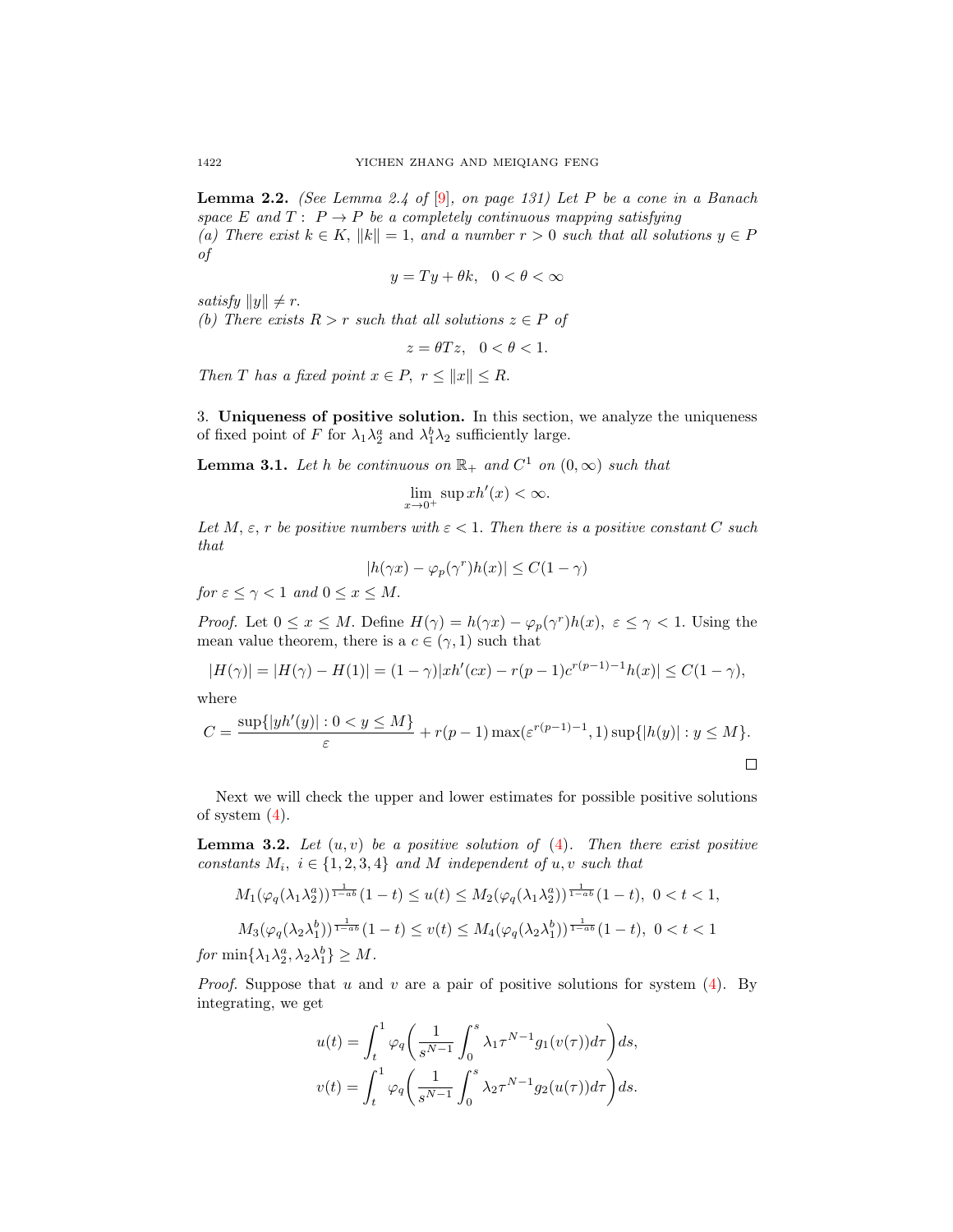**Lemma 2.2.** *(See Lemma 2.4 of* [9]*, on page 131) Let $P$ be a cone in a Banach space $E$ and $T: P \to P$ be a completely continuous mapping satisfying*
*(a) There exist $k \in K$, $\|k\| = 1$, and a number $r > 0$ such that all solutions $y \in P$ of*

$$y = Ty + \theta k, \quad 0 < \theta < \infty$$

*satisfy $\|y\| \neq r$.*
*(b) There exists $R > r$ such that all solutions $z \in P$ of*

$$z = \theta T z, \quad 0 < \theta < 1.$$

*Then $T$ has a fixed point $x \in P$, $r \leq \|x\| \leq R$.*

## 3. Uniqueness of positive solution.

In this section, we analyze the uniqueness of fixed point of $F$ for $\lambda_1 \lambda_2^a$ and $\lambda_1^b \lambda_2$ sufficiently large.

**Lemma 3.1.** *Let $h$ be continuous on $\mathbb{R}_+$ and $C^1$ on $(0, \infty)$ such that*

$$\lim_{x \to 0^+} \sup x h'(x) < \infty.$$

*Let $M$, $\varepsilon$, $r$ be positive numbers with $\varepsilon < 1$. Then there is a positive constant $C$ such that*

$$|h(\gamma x) - \varphi_p(\gamma^r) h(x)| \leq C(1 - \gamma)$$

*for $\varepsilon \leq \gamma < 1$ and $0 \leq x \leq M$.*

*Proof.* Let $0 \leq x \leq M$. Define $H(\gamma) = h(\gamma x) - \varphi_p(\gamma^r) h(x)$, $\varepsilon \leq \gamma < 1$. Using the mean value theorem, there is a $c \in (\gamma, 1)$ such that

$$|H(\gamma)| = |H(\gamma) - H(1)| = (1 - \gamma)|x h'(cx) - r(p-1) c^{r(p-1)-1} h(x)| \leq C(1 - \gamma),$$

where

$$C = \frac{\sup\{|y h'(y)| : 0 < y \leq M\}}{\varepsilon} + r(p-1) \max(\varepsilon^{r(p-1)-1}, 1) \sup\{|h(y)| : y \leq M\}.$$

□

Next we will check the upper and lower estimates for possible positive solutions of system (4).

**Lemma 3.2.** *Let $(u, v)$ be a positive solution of (4). Then there exist positive constants $M_i$, $i \in \{1, 2, 3, 4\}$ and $M$ independent of $u, v$ such that*

$$M_1 (\varphi_q(\lambda_1 \lambda_2^a))^{\frac{1}{1-ab}} (1 - t) \leq u(t) \leq M_2 (\varphi_q(\lambda_1 \lambda_2^a))^{\frac{1}{1-ab}} (1 - t), \ 0 < t < 1,$$

$$M_3 (\varphi_q(\lambda_2 \lambda_1^b))^{\frac{1}{1-ab}} (1 - t) \leq v(t) \leq M_4 (\varphi_q(\lambda_2 \lambda_1^b))^{\frac{1}{1-ab}} (1 - t), \ 0 < t < 1$$

*for $\min\{\lambda_1 \lambda_2^a, \lambda_2 \lambda_1^b\} \geq M$.*

*Proof.* Suppose that $u$ and $v$ are a pair of positive solutions for system (4). By integrating, we get

$$u(t) = \int_t^1 \varphi_q\left( \frac{1}{s^{N-1}} \int_0^s \lambda_1 \tau^{N-1} g_1(v(\tau)) d\tau \right) ds,$$

$$v(t) = \int_t^1 \varphi_q\left( \frac{1}{s^{N-1}} \int_0^s \lambda_2 \tau^{N-1} g_2(u(\tau)) d\tau \right) ds.$$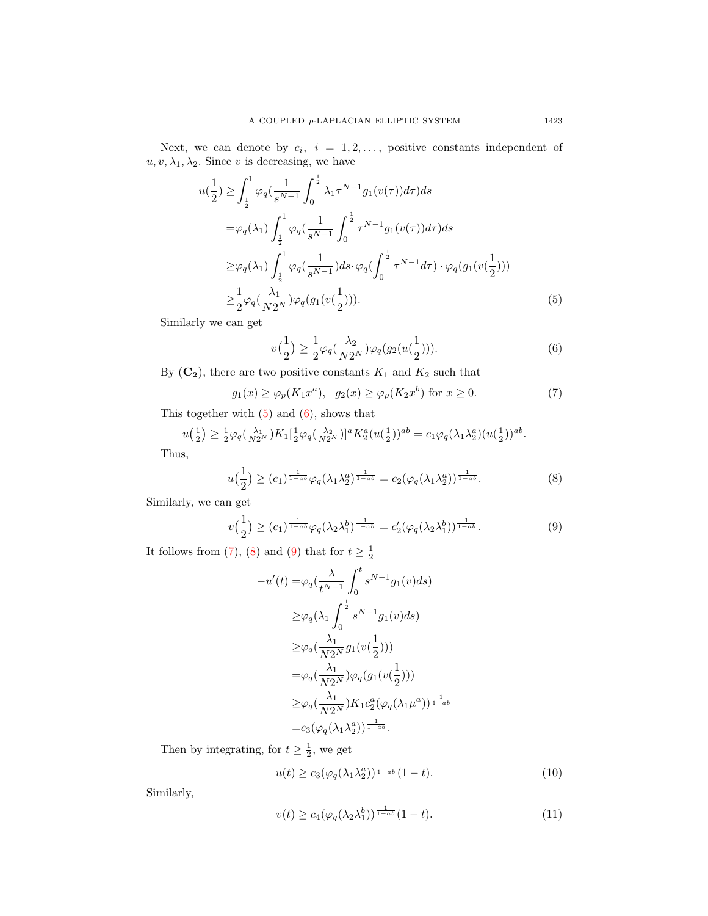Next, we can denote by $c_i,\ i = 1, 2, \ldots,$ positive constants independent of $u, v, \lambda_1, \lambda_2$. Since $v$ is decreasing, we have

$$
\begin{aligned}
u(\frac{1}{2}) \geq & \int_{\frac{1}{2}}^{1} \varphi_q(\frac{1}{s^{N-1}} \int_0^{\frac{1}{2}} \lambda_1 \tau^{N-1} g_1(v(\tau)) d\tau) ds \\
= & \varphi_q(\lambda_1) \int_{\frac{1}{2}}^{1} \varphi_q(\frac{1}{s^{N-1}} \int_0^{\frac{1}{2}} \tau^{N-1} g_1(v(\tau)) d\tau) ds \\
\geq & \varphi_q(\lambda_1) \int_{\frac{1}{2}}^{1} \varphi_q(\frac{1}{s^{N-1}}) ds \cdot \varphi_q(\int_0^{\frac{1}{2}} \tau^{N-1} d\tau) \cdot \varphi_q(g_1(v(\frac{1}{2}))) \\
\geq & \frac{1}{2} \varphi_q(\frac{\lambda_1}{N 2^N}) \varphi_q(g_1(v(\frac{1}{2}))). 
\end{aligned} \tag{5}
$$

Similarly we can get

$$
v\big(\frac{1}{2}\big) \geq \frac{1}{2} \varphi_q(\frac{\lambda_2}{N 2^N}) \varphi_q(g_2(u(\frac{1}{2}))). \tag{6}
$$

By $(\mathbf{C_2})$, there are two positive constants $K_1$ and $K_2$ such that

$$
g_1(x) \geq \varphi_p(K_1 x^a), \quad g_2(x) \geq \varphi_p(K_2 x^b) \text{ for } x \geq 0. \tag{7}
$$

This together with (5) and (6), shows that

$$
u\big(\tfrac{1}{2}\big) \geq \tfrac{1}{2} \varphi_q(\tfrac{\lambda_1}{N 2^N}) K_1 [\tfrac{1}{2} \varphi_q(\tfrac{\lambda_2}{N 2^N})]^a K_2^a (u(\tfrac{1}{2}))^{ab} = c_1 \varphi_q(\lambda_1 \lambda_2^a)(u(\tfrac{1}{2}))^{ab}.
$$

Thus,

$$
u\big(\frac{1}{2}\big) \geq (c_1)^{\frac{1}{1-ab}} \varphi_q(\lambda_1 \lambda_2^a)^{\frac{1}{1-ab}} = c_2 (\varphi_q(\lambda_1 \lambda_2^a))^{\frac{1}{1-ab}}. \tag{8}
$$

Similarly, we can get

$$
v\big(\frac{1}{2}\big) \geq (c_1)^{\frac{1}{1-ab}} \varphi_q(\lambda_2 \lambda_1^b)^{\frac{1}{1-ab}} = c_2' (\varphi_q(\lambda_2 \lambda_1^b))^{\frac{1}{1-ab}}. \tag{9}
$$

It follows from (7), (8) and (9) that for $t \geq \frac{1}{2}$

$$
\begin{aligned}
-u'(t) = & \varphi_q(\frac{\lambda}{t^{N-1}} \int_0^t s^{N-1} g_1(v) ds) \\
\geq & \varphi_q(\lambda_1 \int_0^{\frac{1}{2}} s^{N-1} g_1(v) ds) \\
\geq & \varphi_q(\frac{\lambda_1}{N 2^N} g_1(v(\frac{1}{2}))) \\
= & \varphi_q(\frac{\lambda_1}{N 2^N}) \varphi_q(g_1(v(\frac{1}{2}))) \\
\geq & \varphi_q(\frac{\lambda_1}{N 2^N}) K_1 c_2^a (\varphi_q(\lambda_1 \mu^a))^{\frac{1}{1-ab}} \\
= & c_3 (\varphi_q(\lambda_1 \lambda_2^a))^{\frac{1}{1-ab}}.
\end{aligned}
$$

Then by integrating, for $t \geq \frac{1}{2}$, we get

$$
u(t) \geq c_3 (\varphi_q(\lambda_1 \lambda_2^a))^{\frac{1}{1-ab}} (1-t). \tag{10}
$$

Similarly,

$$
v(t) \geq c_4 (\varphi_q(\lambda_2 \lambda_1^b))^{\frac{1}{1-ab}} (1-t). \tag{11}
$$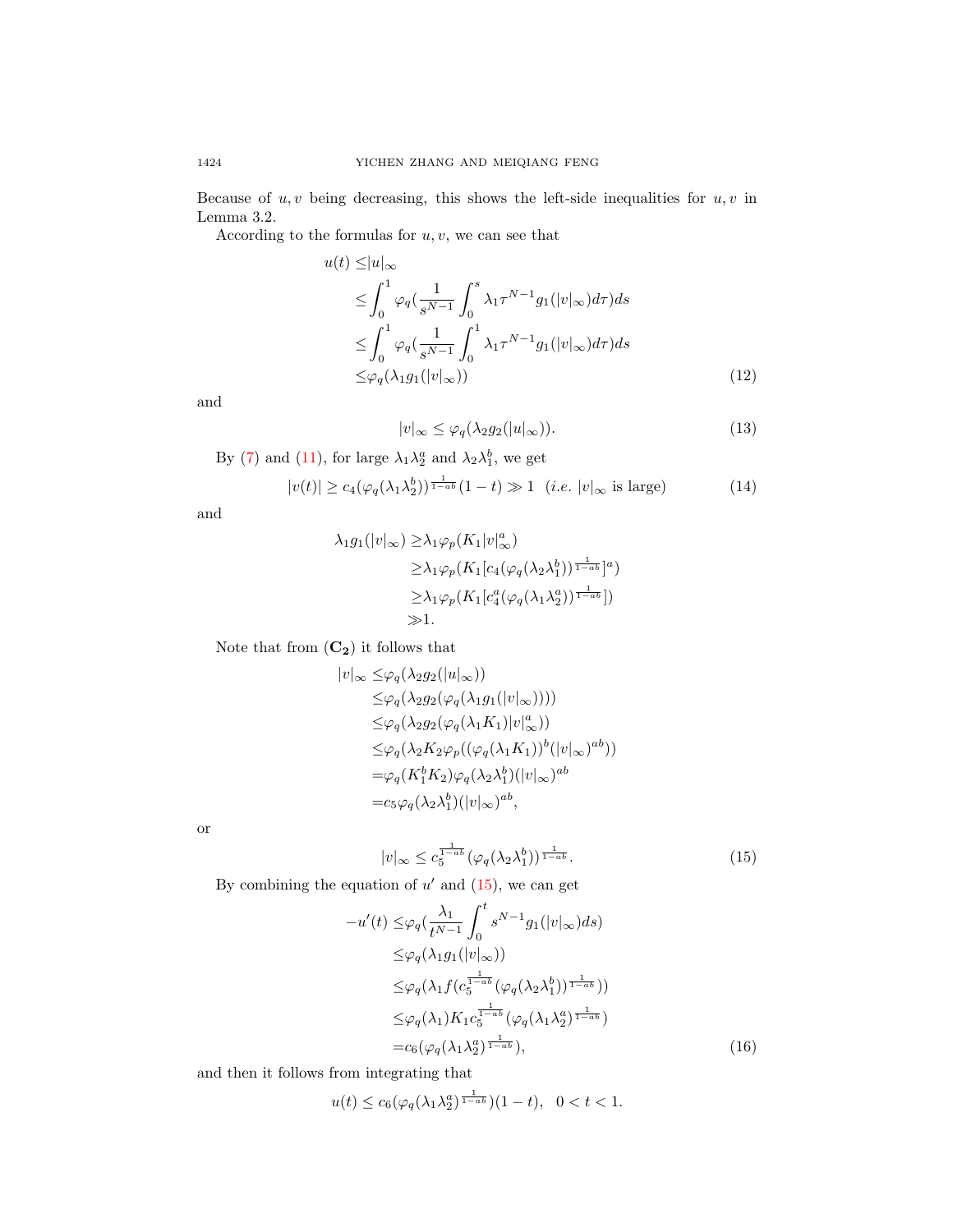Because of $u, v$ being decreasing, this shows the left-side inequalities for $u, v$ in Lemma 3.2.

According to the formulas for $u, v$, we can see that

$$
\begin{aligned}
u(t) \leq & |u|_\infty \\
\leq & \int_0^1 \varphi_q\Big(\frac{1}{s^{N-1}}\int_0^s \lambda_1 \tau^{N-1} g_1(|v|_\infty) d\tau\Big) ds \\
\leq & \int_0^1 \varphi_q\Big(\frac{1}{s^{N-1}}\int_0^1 \lambda_1 \tau^{N-1} g_1(|v|_\infty) d\tau\Big) ds \\
\leq & \varphi_q(\lambda_1 g_1(|v|_\infty))
\end{aligned} \tag{12}
$$

and

$$
|v|_\infty \leq \varphi_q(\lambda_2 g_2(|u|_\infty)). \tag{13}
$$

By (7) and (11), for large $\lambda_1\lambda_2^a$ and $\lambda_2\lambda_1^b$, we get

$$
|v(t)| \geq c_4(\varphi_q(\lambda_1\lambda_2^b))^{\frac{1}{1-ab}}(1-t) \gg 1 \quad (i.e.\ |v|_\infty \text{ is large}) \tag{14}
$$

and

$$
\begin{aligned}
\lambda_1 g_1(|v|_\infty) \geq & \lambda_1 \varphi_p(K_1 |v|_\infty^a) \\
\geq & \lambda_1 \varphi_p(K_1 [c_4(\varphi_q(\lambda_2\lambda_1^b))^{\frac{1}{1-ab}}]^a) \\
\geq & \lambda_1 \varphi_p(K_1 [c_4^a(\varphi_q(\lambda_1\lambda_2^a))^{\frac{1}{1-ab}}]) \\
\gg & 1.
\end{aligned}
$$

Note that from $(\mathbf{C_2})$ it follows that

$$
\begin{aligned}
|v|_\infty \leq & \varphi_q(\lambda_2 g_2(|u|_\infty)) \\
\leq & \varphi_q(\lambda_2 g_2(\varphi_q(\lambda_1 g_1(|v|_\infty)))) \\
\leq & \varphi_q(\lambda_2 g_2(\varphi_q(\lambda_1 K_1)|v|_\infty^a)) \\
\leq & \varphi_q(\lambda_2 K_2 \varphi_p((\varphi_q(\lambda_1 K_1))^b (|v|_\infty)^{ab})) \\
= & \varphi_q(K_1^b K_2)\varphi_q(\lambda_2\lambda_1^b)(|v|_\infty)^{ab} \\
= & c_5 \varphi_q(\lambda_2\lambda_1^b)(|v|_\infty)^{ab},
\end{aligned}
$$

or

$$
|v|_\infty \leq c_5^{\frac{1}{1-ab}}(\varphi_q(\lambda_2\lambda_1^b))^{\frac{1}{1-ab}}. \tag{15}
$$

By combining the equation of $u'$ and (15), we can get

$$
\begin{aligned}
-u'(t) \leq & \varphi_q\Big(\frac{\lambda_1}{t^{N-1}}\int_0^t s^{N-1} g_1(|v|_\infty) ds\Big) \\
\leq & \varphi_q(\lambda_1 g_1(|v|_\infty)) \\
\leq & \varphi_q(\lambda_1 f(c_5^{\frac{1}{1-ab}}(\varphi_q(\lambda_2\lambda_1^b))^{\frac{1}{1-ab}})) \\
\leq & \varphi_q(\lambda_1) K_1 c_5^{\frac{1}{1-ab}}(\varphi_q(\lambda_1\lambda_2^a)^{\frac{1}{1-ab}}) \\
= & c_6(\varphi_q(\lambda_1\lambda_2^a)^{\frac{1}{1-ab}}),
\end{aligned} \tag{16}
$$

and then it follows from integrating that

$$
u(t) \leq c_6(\varphi_q(\lambda_1\lambda_2^a)^{\frac{1}{1-ab}})(1-t), \quad 0 < t < 1.
$$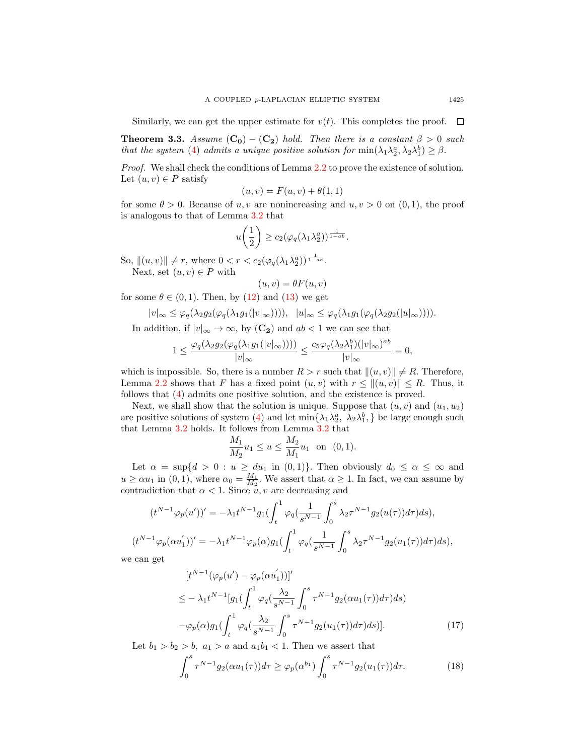Similarly, we can get the upper estimate for $v(t)$. This completes the proof. $\square$

**Theorem 3.3.** *Assume* $(\mathbf{C_0})-(\mathbf{C_2})$ *hold. Then there is a constant* $\beta > 0$ *such that the system* (4) *admits a unique positive solution for* $\min(\lambda_1\lambda_2^a, \lambda_2\lambda_1^b) \geq \beta$.

*Proof.* We shall check the conditions of Lemma 2.2 to prove the existence of solution. Let $(u, v) \in P$ satisfy

$$(u, v) = F(u, v) + \theta(1, 1)$$

for some $\theta > 0$. Because of $u, v$ are nonincreasing and $u, v > 0$ on $(0, 1)$, the proof is analogous to that of Lemma 3.2 that

$$u\left(\frac{1}{2}\right) \geq c_2(\varphi_q(\lambda_1\lambda_2^a))^{\frac{1}{1-ab}}.$$

So, $\|(u, v)\| \neq r$, where $0 < r < c_2(\varphi_q(\lambda_1\lambda_2^a))^{\frac{1}{1-ab}}$.

Next, set $(u, v) \in P$ with

$$(u, v) = \theta F(u, v)$$

for some $\theta \in (0, 1)$. Then, by (12) and (13) we get

$$|v|_\infty \leq \varphi_q(\lambda_2 g_2(\varphi_q(\lambda_1 g_1(|v|_\infty)))), \quad |u|_\infty \leq \varphi_q(\lambda_1 g_1(\varphi_q(\lambda_2 g_2(|u|_\infty)))).$$

In addition, if $|v|_\infty \to \infty$, by $(\mathbf{C_2})$ and $ab < 1$ we can see that

$$1 \leq \frac{\varphi_q(\lambda_2 g_2(\varphi_q(\lambda_1 g_1(|v|_\infty))))}{|v|_\infty} \leq \frac{c_5\varphi_q(\lambda_2\lambda_1^b)(|v|_\infty)^{ab}}{|v|_\infty} = 0,$$

which is impossible. So, there is a number $R > r$ such that $\|(u, v)\| \neq R$. Therefore, Lemma 2.2 shows that $F$ has a fixed point $(u, v)$ with $r \leq \|(u, v)\| \leq R$. Thus, it follows that (4) admits one positive solution, and the existence is proved.

Next, we shall show that the solution is unique. Suppose that $(u, v)$ and $(u_1, u_2)$ are positive solutions of system (4) and let $\min\{\lambda_1\lambda_2^a,\ \lambda_2\lambda_1^b,\}$ be large enough such that Lemma 3.2 holds. It follows from Lemma 3.2 that

$$\frac{M_1}{M_2}u_1 \leq u \leq \frac{M_2}{M_1}u_1 \quad \text{on} \quad (0, 1).$$

Let $\alpha = \sup\{d > 0 : u \geq du_1 \text{ in } (0, 1)\}$. Then obviously $d_0 \leq \alpha \leq \infty$ and $u \geq \alpha u_1$ in $(0, 1)$, where $\alpha_0 = \frac{M_1}{M_2}$. We assert that $\alpha \geq 1$. In fact, we can assume by contradiction that $\alpha < 1$. Since $u, v$ are decreasing and

$$(t^{N-1}\varphi_p(u'))' = -\lambda_1 t^{N-1} g_1\Big(\int_t^1 \varphi_q\Big(\frac{1}{s^{N-1}}\int_0^s \lambda_2\tau^{N-1}g_2(u(\tau))d\tau\Big)ds\Big),$$

$$(t^{N-1}\varphi_p(\alpha u_1'))' = -\lambda_1 t^{N-1}\varphi_p(\alpha) g_1\Big(\int_t^1 \varphi_q\Big(\frac{1}{s^{N-1}}\int_0^s \lambda_2\tau^{N-1}g_2(u_1(\tau))d\tau\Big)ds\Big),$$

we can get

$$\begin{aligned}
&[t^{N-1}(\varphi_p(u') - \varphi_p(\alpha u_1'))]' \\
\leq &-\lambda_1 t^{N-1}\Big[g_1\Big(\int_t^1 \varphi_q\Big(\frac{\lambda_2}{s^{N-1}}\int_0^s \tau^{N-1}g_2(\alpha u_1(\tau))d\tau\Big)ds\Big) \\
&-\varphi_p(\alpha)g_1\Big(\int_t^1 \varphi_q\Big(\frac{\lambda_2}{s^{N-1}}\int_0^s \tau^{N-1}g_2(u_1(\tau))d\tau\Big)ds\Big)\Big].
\end{aligned} \tag{17}$$

Let $b_1 > b_2 > b,\ a_1 > a$ and $a_1 b_1 < 1$. Then we assert that

$$\int_0^s \tau^{N-1}g_2(\alpha u_1(\tau))d\tau \geq \varphi_p(\alpha^{b_1})\int_0^s \tau^{N-1}g_2(u_1(\tau))d\tau. \tag{18}$$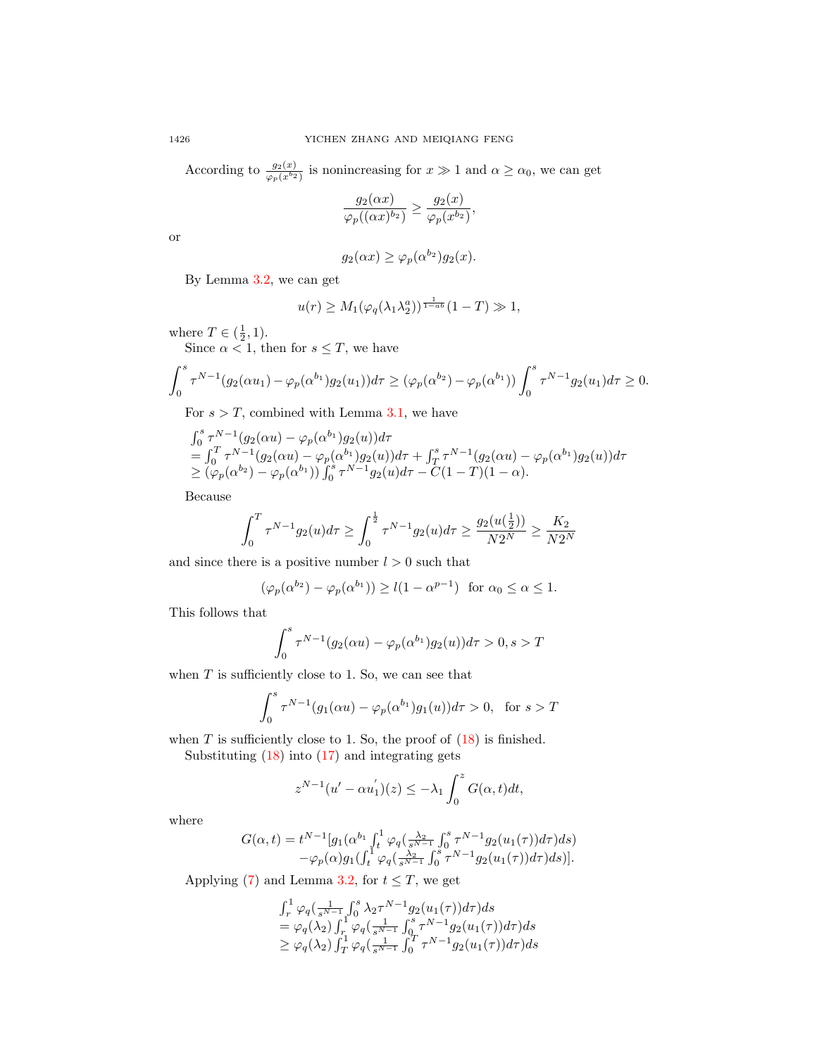According to $\frac{g_2(x)}{\varphi_p(x^{b_2})}$ is nonincreasing for $x \gg 1$ and $\alpha \geq \alpha_0$, we can get

$$\frac{g_2(\alpha x)}{\varphi_p((\alpha x)^{b_2})} \geq \frac{g_2(x)}{\varphi_p(x^{b_2})},$$

or

$$g_2(\alpha x) \geq \varphi_p(\alpha^{b_2}) g_2(x).$$

By Lemma 3.2, we can get

$$u(r) \geq M_1(\varphi_q(\lambda_1 \lambda_2^a))^{\frac{1}{1-ab}}(1-T) \gg 1,$$

where $T \in (\frac{1}{2}, 1)$.

Since $\alpha < 1$, then for $s \leq T$, we have

$$\int_0^s \tau^{N-1}(g_2(\alpha u_1) - \varphi_p(\alpha^{b_1}) g_2(u_1)) d\tau \geq (\varphi_p(\alpha^{b_2}) - \varphi_p(\alpha^{b_1})) \int_0^s \tau^{N-1} g_2(u_1) d\tau \geq 0.$$

For $s > T$, combined with Lemma 3.1, we have

$$\begin{aligned}
&\int_0^s \tau^{N-1}(g_2(\alpha u) - \varphi_p(\alpha^{b_1}) g_2(u)) d\tau \\
&= \int_0^T \tau^{N-1}(g_2(\alpha u) - \varphi_p(\alpha^{b_1}) g_2(u)) d\tau + \int_T^s \tau^{N-1}(g_2(\alpha u) - \varphi_p(\alpha^{b_1}) g_2(u)) d\tau \\
&\geq (\varphi_p(\alpha^{b_2}) - \varphi_p(\alpha^{b_1})) \int_0^s \tau^{N-1} g_2(u) d\tau - C(1-T)(1-\alpha).
\end{aligned}$$

Because

$$\int_0^T \tau^{N-1} g_2(u) d\tau \geq \int_0^{\frac{1}{2}} \tau^{N-1} g_2(u) d\tau \geq \frac{g_2(u(\frac{1}{2}))}{N2^N} \geq \frac{K_2}{N2^N}$$

and since there is a positive number $l > 0$ such that

$$(\varphi_p(\alpha^{b_2}) - \varphi_p(\alpha^{b_1})) \geq l(1 - \alpha^{p-1}) \quad \text{for } \alpha_0 \leq \alpha \leq 1.$$

This follows that

$$\int_0^s \tau^{N-1}(g_2(\alpha u) - \varphi_p(\alpha^{b_1}) g_2(u)) d\tau > 0, s > T$$

when $T$ is sufficiently close to 1. So, we can see that

$$\int_0^s \tau^{N-1}(g_1(\alpha u) - \varphi_p(\alpha^{b_1}) g_1(u)) d\tau > 0, \quad \text{for } s > T$$

when $T$ is sufficiently close to 1. So, the proof of (18) is finished.

Substituting (18) into (17) and integrating gets

$$z^{N-1}(u' - \alpha u_1')(z) \leq -\lambda_1 \int_0^z G(\alpha, t) dt,$$

where

$$\begin{aligned}
G(\alpha, t) = t^{N-1}[&g_1(\alpha^{b_1} \int_t^1 \varphi_q(\tfrac{\lambda_2}{s^{N-1}} \int_0^s \tau^{N-1} g_2(u_1(\tau)) d\tau) ds) \\
&- \varphi_p(\alpha) g_1(\int_t^1 \varphi_q(\tfrac{\lambda_2}{s^{N-1}} \int_0^s \tau^{N-1} g_2(u_1(\tau)) d\tau) ds)].
\end{aligned}$$

Applying (7) and Lemma 3.2, for $t \leq T$, we get

$$\begin{aligned}
&\int_r^1 \varphi_q(\tfrac{1}{s^{N-1}} \int_0^s \lambda_2 \tau^{N-1} g_2(u_1(\tau)) d\tau) ds \\
&= \varphi_q(\lambda_2) \int_r^1 \varphi_q(\tfrac{1}{s^{N-1}} \int_0^s \tau^{N-1} g_2(u_1(\tau)) d\tau) ds \\
&\geq \varphi_q(\lambda_2) \int_T^1 \varphi_q(\tfrac{1}{s^{N-1}} \int_0^T \tau^{N-1} g_2(u_1(\tau)) d\tau) ds
\end{aligned}$$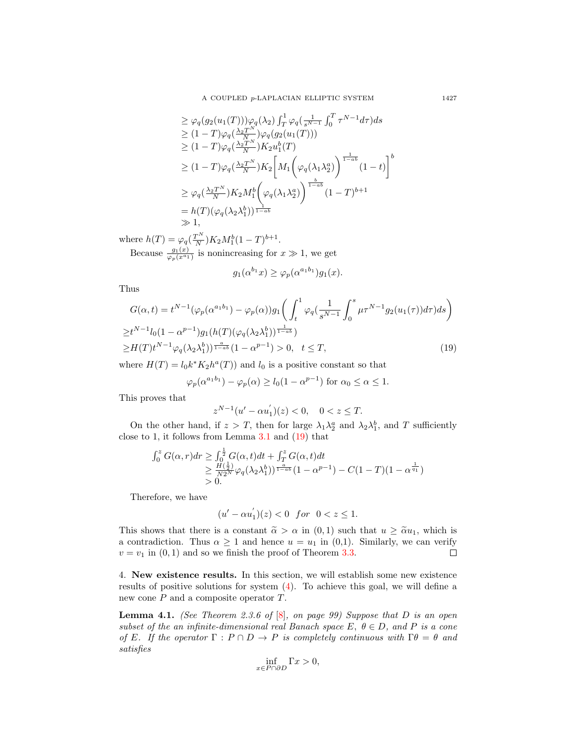$$
\begin{aligned}
&\geq \varphi_q(g_2(u_1(T)))\varphi_q(\lambda_2)\int_T^1 \varphi_q(\tfrac{1}{s^{N-1}}\int_0^T \tau^{N-1}d\tau)ds \\
&\geq (1-T)\varphi_q(\tfrac{\lambda_2 T^N}{N})\varphi_q(g_2(u_1(T))) \\
&\geq (1-T)\varphi_q(\tfrac{\lambda_2 T^N}{N})K_2 u_1^b(T) \\
&\geq (1-T)\varphi_q(\tfrac{\lambda_2 T^N}{N})K_2\bigg[M_1\bigg(\varphi_q(\lambda_1\lambda_2^a)\bigg)^{\frac{1}{1-ab}}(1-t)\bigg]^b \\
&\geq \varphi_q(\tfrac{\lambda_2 T^N}{N})K_2 M_1^b\bigg(\varphi_q(\lambda_1\lambda_2^a)\bigg)^{\frac{b}{1-ab}}(1-T)^{b+1} \\
&= h(T)(\varphi_q(\lambda_2\lambda_1^b))^{\frac{1}{1-ab}} \\
&\gg 1,
\end{aligned}
$$

where $h(T)=\varphi_q(\frac{T^N}{N})K_2M_1^b(1-T)^{b+1}$.

Because $\frac{g_1(x)}{\varphi_p(x^{a_1})}$ is nonincreasing for $x\gg 1$, we get

$$
g_1(\alpha^{b_1}x)\geq \varphi_p(\alpha^{a_1b_1})g_1(x).
$$

Thus

$$
\begin{aligned}
G(\alpha,t)&=t^{N-1}(\varphi_p(\alpha^{a_1b_1})-\varphi_p(\alpha))g_1\bigg(\int_t^1\varphi_q(\frac{1}{s^{N-1}}\int_0^s \mu\tau^{N-1}g_2(u_1(\tau))d\tau)ds\bigg) \\
&\geq t^{N-1}l_0(1-\alpha^{p-1})g_1(h(T)(\varphi_q(\lambda_2\lambda_1^b))^{\frac{1}{1-ab}}) \\
&\geq H(T)t^{N-1}\varphi_q(\lambda_2\lambda_1^b))^{\frac{a}{1-ab}}(1-\alpha^{p-1})>0, \quad t\leq T, \qquad (19)
\end{aligned}
$$

where $H(T)=l_0k^*K_2h^a(T))$ and $l_0$ is a positive constant so that

$$
\varphi_p(\alpha^{a_1b_1})-\varphi_p(\alpha)\geq l_0(1-\alpha^{p-1}) \text{ for } \alpha_0\leq\alpha\leq 1.
$$

This proves that

$$
z^{N-1}(u'-\alpha u_1')(z)<0, \quad 0<z\leq T.
$$

On the other hand, if $z>T$, then for large $\lambda_1\lambda_2^a$ and $\lambda_2\lambda_1^b$, and $T$ sufficiently close to 1, it follows from Lemma 3.1 and (19) that

$$
\begin{aligned}
\int_0^z G(\alpha,r)dr &\geq \int_0^{\frac{1}{2}}G(\alpha,t)dt+\int_T^z G(\alpha,t)dt \\
&\geq \frac{H(\frac{1}{2})}{N2^N}\varphi_q(\lambda_2\lambda_1^b))^{\frac{a}{1-ab}}(1-\alpha^{p-1})-C(1-T)(1-\alpha^{\frac{1}{q_1}}) \\
&>0.
\end{aligned}
$$

Therefore, we have

$$
(u'-\alpha u_1')(z)<0 \quad for \quad 0<z\leq 1.
$$

This shows that there is a constant $\widetilde{\alpha}>\alpha$ in $(0,1)$ such that $u\geq\widetilde{\alpha}u_1$, which is a contradiction. Thus $\alpha\geq 1$ and hence $u=u_1$ in (0,1). Similarly, we can verify $v=v_1$ in $(0,1)$ and so we finish the proof of Theorem 3.3. ◻

## 4. New existence results.

In this section, we will establish some new existence results of positive solutions for system (4). To achieve this goal, we will define a new cone $P$ and a composite operator $T$.

**Lemma 4.1.** *(See Theorem 2.3.6 of [8], on page 99) Suppose that $D$ is an open subset of the an infinite-dimensional real Banach space $E$, $\theta\in D$, and $P$ is a cone of $E$. If the operator $\Gamma: P\cap D\to P$ is completely continuous with $\Gamma\theta=\theta$ and satisfies*

$$
\inf_{x\in P\cap\partial D}\Gamma x>0,
$$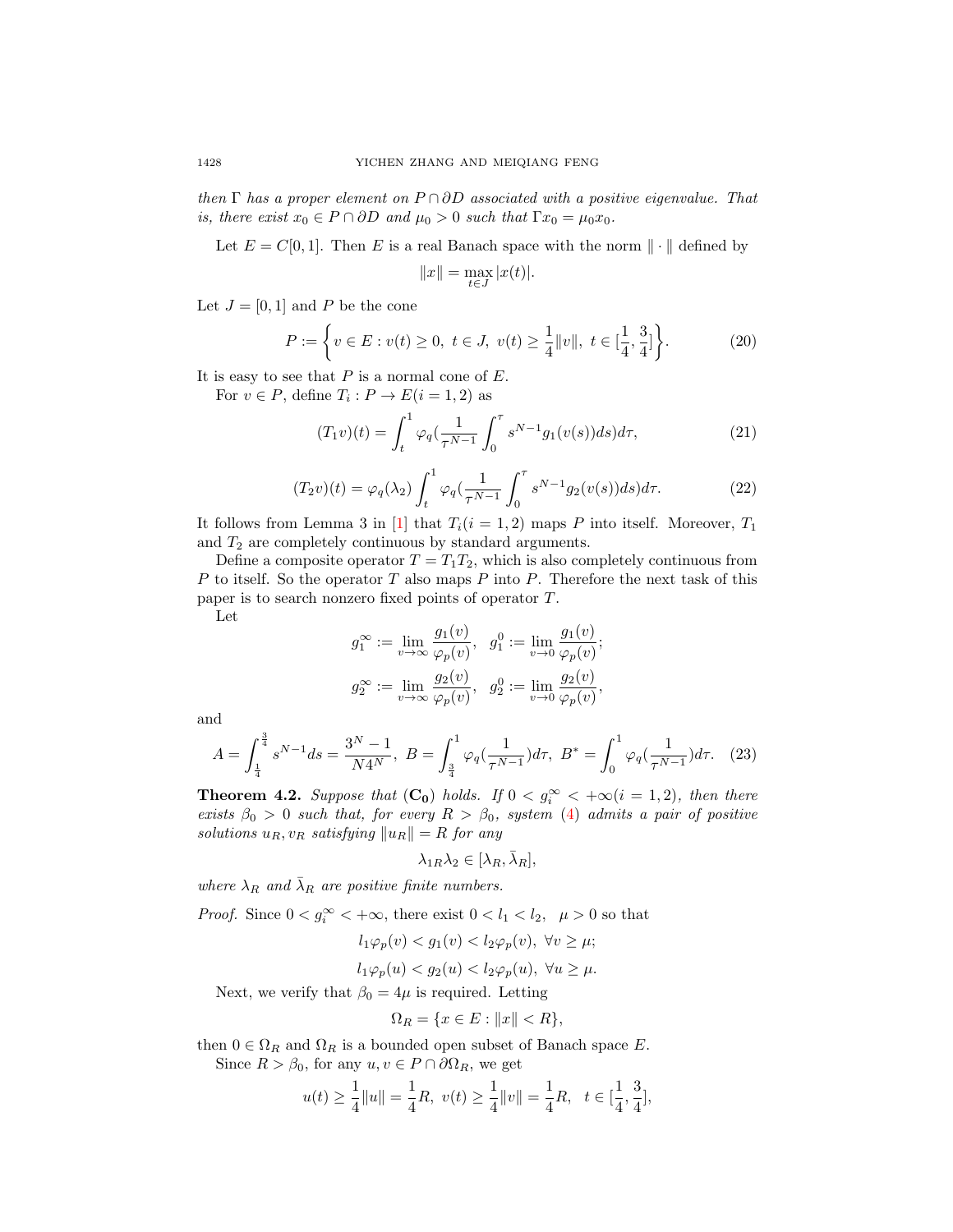*then* $\Gamma$ *has a proper element on* $P \cap \partial D$ *associated with a positive eigenvalue. That is, there exist* $x_0 \in P \cap \partial D$ *and* $\mu_0 > 0$ *such that* $\Gamma x_0 = \mu_0 x_0$.

Let $E = C[0,1]$. Then $E$ is a real Banach space with the norm $\|\cdot\|$ defined by

$$\|x\| = \max_{t \in J} |x(t)|.$$

Let $J = [0,1]$ and $P$ be the cone

$$P := \left\{ v \in E : v(t) \geq 0,\ t \in J,\ v(t) \geq \frac{1}{4}\|v\|,\ t \in [\frac{1}{4}, \frac{3}{4}] \right\}. \tag{20}$$

It is easy to see that $P$ is a normal cone of $E$.

For $v \in P$, define $T_i : P \to E (i = 1,2)$ as

$$(T_1 v)(t) = \int_t^1 \varphi_q(\frac{1}{\tau^{N-1}} \int_0^\tau s^{N-1} g_1(v(s)) ds) d\tau, \tag{21}$$

$$(T_2 v)(t) = \varphi_q(\lambda_2) \int_t^1 \varphi_q(\frac{1}{\tau^{N-1}} \int_0^\tau s^{N-1} g_2(v(s)) ds) d\tau. \tag{22}$$

It follows from Lemma 3 in [1] that $T_i (i = 1,2)$ maps $P$ into itself. Moreover, $T_1$ and $T_2$ are completely continuous by standard arguments.

Define a composite operator $T = T_1 T_2$, which is also completely continuous from $P$ to itself. So the operator $T$ also maps $P$ into $P$. Therefore the next task of this paper is to search nonzero fixed points of operator $T$.

Let

$$g_1^\infty := \lim_{v \to \infty} \frac{g_1(v)}{\varphi_p(v)}, \quad g_1^0 := \lim_{v \to 0} \frac{g_1(v)}{\varphi_p(v)};$$

$$g_2^\infty := \lim_{v \to \infty} \frac{g_2(v)}{\varphi_p(v)}, \quad g_2^0 := \lim_{v \to 0} \frac{g_2(v)}{\varphi_p(v)},$$

and

$$A = \int_{\frac{1}{4}}^{\frac{3}{4}} s^{N-1} ds = \frac{3^N - 1}{N 4^N},\ B = \int_{\frac{3}{4}}^1 \varphi_q(\frac{1}{\tau^{N-1}}) d\tau,\ B^* = \int_0^1 \varphi_q(\frac{1}{\tau^{N-1}}) d\tau. \tag{23}$$

**Theorem 4.2.** *Suppose that* $(\mathbf{C_0})$ *holds. If* $0 < g_i^\infty < +\infty (i = 1,2)$, *then there exists* $\beta_0 > 0$ *such that, for every* $R > \beta_0$, *system* (4) *admits a pair of positive solutions* $u_R, v_R$ *satisfying* $\|u_R\| = R$ *for any*

$$\lambda_{1R} \lambda_2 \in [\lambda_R, \bar{\lambda}_R],$$

*where* $\lambda_R$ *and* $\bar{\lambda}_R$ *are positive finite numbers.*

*Proof.* Since $0 < g_i^\infty < +\infty$, there exist $0 < l_1 < l_2,\ \ \mu > 0$ so that

$$l_1 \varphi_p(v) < g_1(v) < l_2 \varphi_p(v),\ \forall v \geq \mu;$$

$$l_1 \varphi_p(u) < g_2(u) < l_2 \varphi_p(u),\ \forall u \geq \mu.$$

Next, we verify that $\beta_0 = 4\mu$ is required. Letting

$$\Omega_R = \{x \in E : \|x\| < R\},$$

then $0 \in \Omega_R$ and $\Omega_R$ is a bounded open subset of Banach space $E$.

Since $R > \beta_0$, for any $u, v \in P \cap \partial \Omega_R$, we get

$$u(t) \geq \frac{1}{4}\|u\| = \frac{1}{4}R,\ v(t) \geq \frac{1}{4}\|v\| = \frac{1}{4}R, \quad t \in [\frac{1}{4}, \frac{3}{4}],$$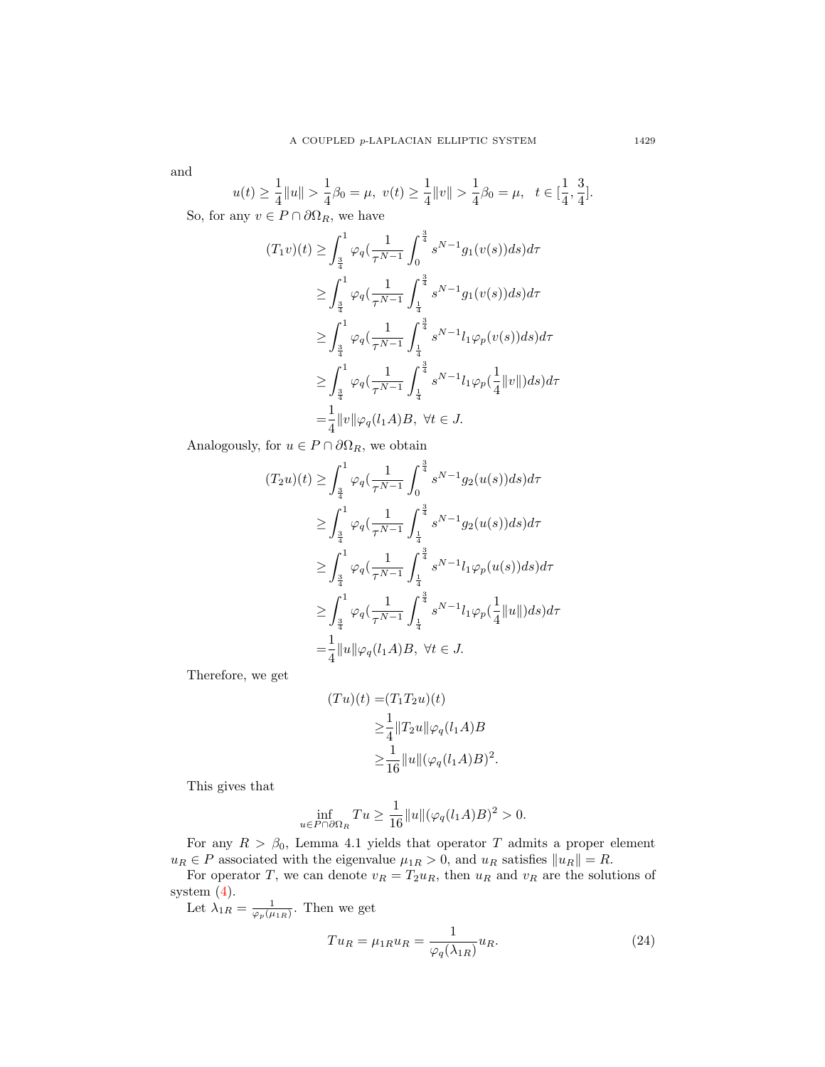and

$$u(t) \geq \frac{1}{4}\|u\| > \frac{1}{4}\beta_0 = \mu, \ v(t) \geq \frac{1}{4}\|v\| > \frac{1}{4}\beta_0 = \mu, \quad t \in [\frac{1}{4}, \frac{3}{4}].$$

So, for any $v \in P \cap \partial\Omega_R$, we have

$$\begin{aligned}
(T_1 v)(t) \geq & \int_{\frac{3}{4}}^{1} \varphi_q(\frac{1}{\tau^{N-1}} \int_0^{\frac{3}{4}} s^{N-1} g_1(v(s))ds)d\tau \\
\geq & \int_{\frac{3}{4}}^{1} \varphi_q(\frac{1}{\tau^{N-1}} \int_{\frac{1}{4}}^{\frac{3}{4}} s^{N-1} g_1(v(s))ds)d\tau \\
\geq & \int_{\frac{3}{4}}^{1} \varphi_q(\frac{1}{\tau^{N-1}} \int_{\frac{1}{4}}^{\frac{3}{4}} s^{N-1} l_1 \varphi_p(v(s))ds)d\tau \\
\geq & \int_{\frac{3}{4}}^{1} \varphi_q(\frac{1}{\tau^{N-1}} \int_{\frac{1}{4}}^{\frac{3}{4}} s^{N-1} l_1 \varphi_p(\frac{1}{4}\|v\|)ds)d\tau \\
= & \frac{1}{4}\|v\| \varphi_q(l_1 A)B, \ \forall t \in J.
\end{aligned}$$

Analogously, for $u \in P \cap \partial\Omega_R$, we obtain

$$\begin{aligned}
(T_2 u)(t) \geq & \int_{\frac{3}{4}}^{1} \varphi_q(\frac{1}{\tau^{N-1}} \int_0^{\frac{3}{4}} s^{N-1} g_2(u(s))ds)d\tau \\
\geq & \int_{\frac{3}{4}}^{1} \varphi_q(\frac{1}{\tau^{N-1}} \int_{\frac{1}{4}}^{\frac{3}{4}} s^{N-1} g_2(u(s))ds)d\tau \\
\geq & \int_{\frac{3}{4}}^{1} \varphi_q(\frac{1}{\tau^{N-1}} \int_{\frac{1}{4}}^{\frac{3}{4}} s^{N-1} l_1 \varphi_p(u(s))ds)d\tau \\
\geq & \int_{\frac{3}{4}}^{1} \varphi_q(\frac{1}{\tau^{N-1}} \int_{\frac{1}{4}}^{\frac{3}{4}} s^{N-1} l_1 \varphi_p(\frac{1}{4}\|u\|)ds)d\tau \\
= & \frac{1}{4}\|u\| \varphi_q(l_1 A)B, \ \forall t \in J.
\end{aligned}$$

Therefore, we get

$$\begin{aligned}
(Tu)(t) = & (T_1 T_2 u)(t) \\
\geq & \frac{1}{4}\|T_2 u\| \varphi_q(l_1 A)B \\
\geq & \frac{1}{16}\|u\| (\varphi_q(l_1 A)B)^2.
\end{aligned}$$

This gives that

$$\inf_{u \in P \cap \partial\Omega_R} Tu \geq \frac{1}{16}\|u\| (\varphi_q(l_1 A)B)^2 > 0.$$

For any $R > \beta_0$, Lemma 4.1 yields that operator $T$ admits a proper element $u_R \in P$ associated with the eigenvalue $\mu_{1R} > 0$, and $u_R$ satisfies $\|u_R\| = R$.

For operator $T$, we can denote $v_R = T_2 u_R$, then $u_R$ and $v_R$ are the solutions of system (4).

Let $\lambda_{1R} = \frac{1}{\varphi_p(\mu_{1R})}$. Then we get

$$Tu_R = \mu_{1R} u_R = \frac{1}{\varphi_q(\lambda_{1R})} u_R. \tag{24}$$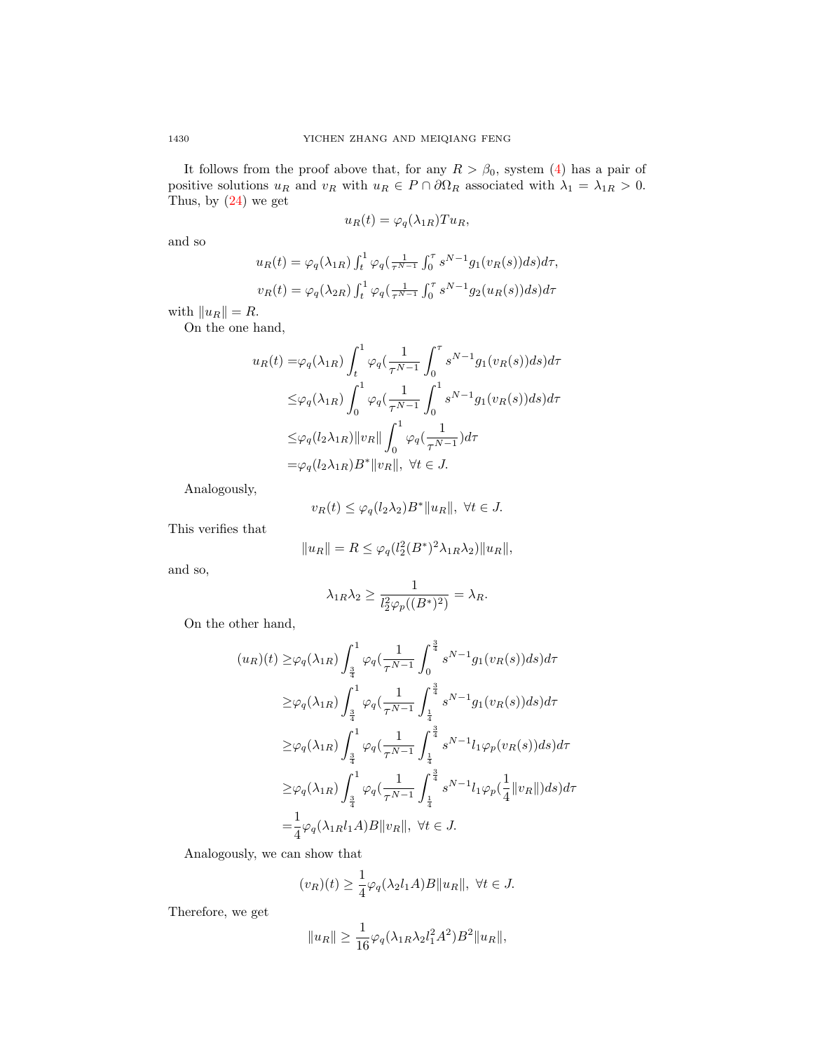It follows from the proof above that, for any $R > \beta_0$, system (4) has a pair of positive solutions $u_R$ and $v_R$ with $u_R \in P \cap \partial\Omega_R$ associated with $\lambda_1 = \lambda_{1R} > 0$. Thus, by (24) we get

$$u_R(t) = \varphi_q(\lambda_{1R}) T u_R,$$

and so

$$u_R(t) = \varphi_q(\lambda_{1R}) \int_t^1 \varphi_q(\tfrac{1}{\tau^{N-1}} \int_0^\tau s^{N-1} g_1(v_R(s)) ds) d\tau,$$

$$v_R(t) = \varphi_q(\lambda_{2R}) \int_t^1 \varphi_q(\tfrac{1}{\tau^{N-1}} \int_0^\tau s^{N-1} g_2(u_R(s)) ds) d\tau$$

with $\|u_R\| = R$.

On the one hand,

$$\begin{aligned}
u_R(t) =& \varphi_q(\lambda_{1R}) \int_t^1 \varphi_q(\frac{1}{\tau^{N-1}} \int_0^\tau s^{N-1} g_1(v_R(s)) ds) d\tau \\
\leq& \varphi_q(\lambda_{1R}) \int_0^1 \varphi_q(\frac{1}{\tau^{N-1}} \int_0^1 s^{N-1} g_1(v_R(s)) ds) d\tau \\
\leq& \varphi_q(l_2 \lambda_{1R}) \|v_R\| \int_0^1 \varphi_q(\frac{1}{\tau^{N-1}}) d\tau \\
=& \varphi_q(l_2 \lambda_{1R}) B^* \|v_R\|, \ \forall t \in J.
\end{aligned}$$

Analogously,

$$v_R(t) \leq \varphi_q(l_2 \lambda_2) B^* \|u_R\|, \ \forall t \in J.$$

This verifies that

$$\|u_R\| = R \leq \varphi_q(l_2^2 (B^*)^2 \lambda_{1R} \lambda_2) \|u_R\|,$$

and so,

$$\lambda_{1R} \lambda_2 \geq \frac{1}{l_2^2 \varphi_p((B^*)^2)} = \lambda_R.$$

On the other hand,

$$\begin{aligned}
(u_R)(t) \geq& \varphi_q(\lambda_{1R}) \int_{\frac{3}{4}}^1 \varphi_q(\frac{1}{\tau^{N-1}} \int_0^{\frac{3}{4}} s^{N-1} g_1(v_R(s)) ds) d\tau \\
\geq& \varphi_q(\lambda_{1R}) \int_{\frac{3}{4}}^1 \varphi_q(\frac{1}{\tau^{N-1}} \int_{\frac{1}{4}}^{\frac{3}{4}} s^{N-1} g_1(v_R(s)) ds) d\tau \\
\geq& \varphi_q(\lambda_{1R}) \int_{\frac{3}{4}}^1 \varphi_q(\frac{1}{\tau^{N-1}} \int_{\frac{1}{4}}^{\frac{3}{4}} s^{N-1} l_1 \varphi_p(v_R(s)) ds) d\tau \\
\geq& \varphi_q(\lambda_{1R}) \int_{\frac{3}{4}}^1 \varphi_q(\frac{1}{\tau^{N-1}} \int_{\frac{1}{4}}^{\frac{3}{4}} s^{N-1} l_1 \varphi_p(\frac{1}{4} \|v_R\|) ds) d\tau \\
=& \frac{1}{4} \varphi_q(\lambda_{1R} l_1 A) B \|v_R\|, \ \forall t \in J.
\end{aligned}$$

Analogously, we can show that

$$(v_R)(t) \geq \frac{1}{4} \varphi_q(\lambda_2 l_1 A) B \|u_R\|, \ \forall t \in J.$$

Therefore, we get

$$\|u_R\| \geq \frac{1}{16} \varphi_q(\lambda_{1R} \lambda_2 l_1^2 A^2) B^2 \|u_R\|,$$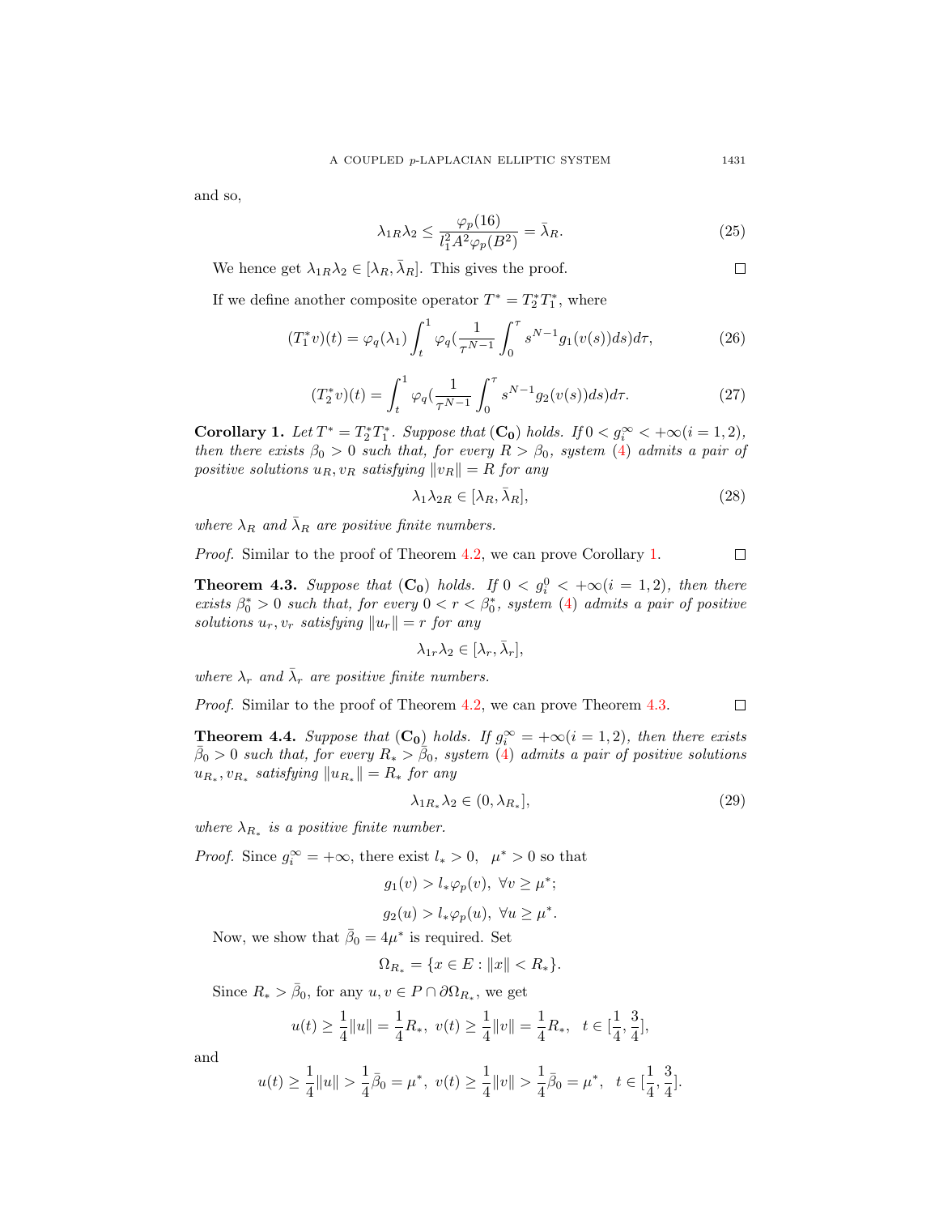and so,

$$\lambda_{1R}\lambda_2 \le \frac{\varphi_p(16)}{l_1^2 A^2 \varphi_p(B^2)} = \bar{\lambda}_R. \tag{25}$$

We hence get $\lambda_{1R}\lambda_2 \in [\lambda_R, \bar{\lambda}_R]$. This gives the proof. ☐

If we define another composite operator $T^* = T_2^* T_1^*$, where

$$(T_1^* v)(t) = \varphi_q(\lambda_1) \int_t^1 \varphi_q\Big(\frac{1}{\tau^{N-1}} \int_0^\tau s^{N-1} g_1(v(s))ds\Big)d\tau, \tag{26}$$

$$(T_2^* v)(t) = \int_t^1 \varphi_q\Big(\frac{1}{\tau^{N-1}} \int_0^\tau s^{N-1} g_2(v(s))ds\Big)d\tau. \tag{27}$$

**Corollary 1.** *Let $T^* = T_2^* T_1^*$. Suppose that* $(\mathbf{C_0})$ *holds. If $0 < g_i^\infty < +\infty (i = 1, 2)$, then there exists $\beta_0 > 0$ such that, for every $R > \beta_0$, system (4) admits a pair of positive solutions $u_R, v_R$ satisfying $\|v_R\| = R$ for any*

$$\lambda_1 \lambda_{2R} \in [\lambda_R, \bar{\lambda}_R], \tag{28}$$

*where $\lambda_R$ and $\bar{\lambda}_R$ are positive finite numbers.*

*Proof.* Similar to the proof of Theorem 4.2, we can prove Corollary 1. ☐

**Theorem 4.3.** *Suppose that* $(\mathbf{C_0})$ *holds. If $0 < g_i^0 < +\infty (i = 1, 2)$, then there exists $\beta_0^* > 0$ such that, for every $0 < r < \beta_0^*$, system (4) admits a pair of positive solutions $u_r, v_r$ satisfying $\|u_r\| = r$ for any*

$$\lambda_{1r}\lambda_2 \in [\lambda_r, \bar{\lambda}_r],$$

*where $\lambda_r$ and $\bar{\lambda}_r$ are positive finite numbers.*

*Proof.* Similar to the proof of Theorem 4.2, we can prove Theorem 4.3. ☐

**Theorem 4.4.** *Suppose that* $(\mathbf{C_0})$ *holds. If $g_i^\infty = +\infty (i = 1, 2)$, then there exists $\bar{\beta}_0 > 0$ such that, for every $R_* > \bar{\beta}_0$, system (4) admits a pair of positive solutions $u_{R_*}, v_{R_*}$ satisfying $\|u_{R_*}\| = R_*$ for any*

$$\lambda_{1R_*}\lambda_2 \in (0, \lambda_{R_*}], \tag{29}$$

*where $\lambda_{R_*}$ is a positive finite number.*

*Proof.* Since $g_i^\infty = +\infty$, there exist $l_* > 0$, $\mu^* > 0$ so that

$$g_1(v) > l_* \varphi_p(v), \ \forall v \ge \mu^*;$$

$$g_2(u) > l_* \varphi_p(u), \ \forall u \ge \mu^*.$$

Now, we show that $\bar{\beta}_0 = 4\mu^*$ is required. Set

$$\Omega_{R_*} = \{x \in E : \|x\| < R_*\}.$$

Since $R_* > \bar{\beta}_0$, for any $u, v \in P \cap \partial\Omega_{R_*}$, we get

$$u(t) \ge \frac{1}{4}\|u\| = \frac{1}{4}R_*, \ v(t) \ge \frac{1}{4}\|v\| = \frac{1}{4}R_*, \quad t \in [\frac{1}{4}, \frac{3}{4}],$$

and

$$u(t) \ge \frac{1}{4}\|u\| > \frac{1}{4}\bar{\beta}_0 = \mu^*, \ v(t) \ge \frac{1}{4}\|v\| > \frac{1}{4}\bar{\beta}_0 = \mu^*, \quad t \in [\frac{1}{4}, \frac{3}{4}].$$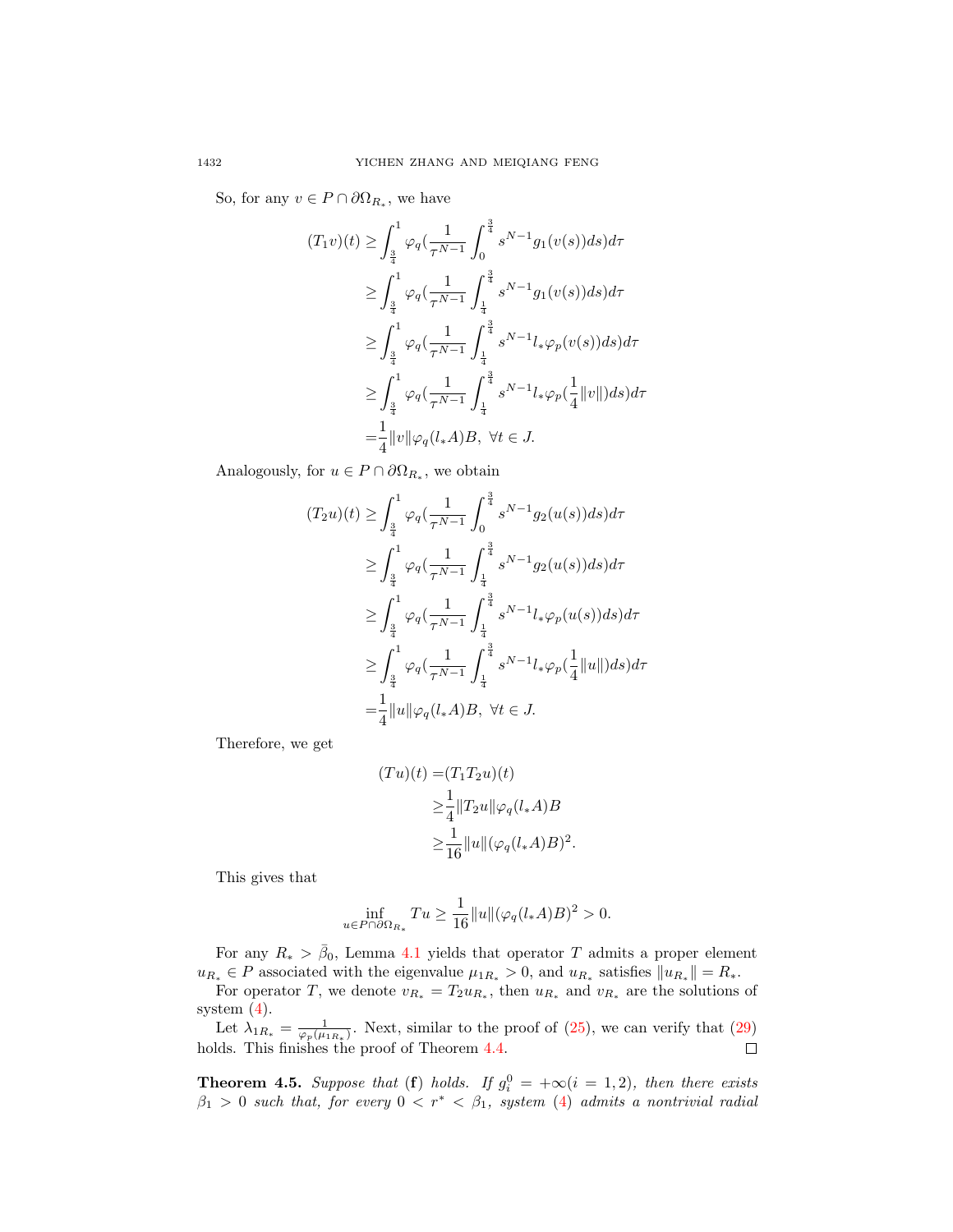So, for any $v \in P \cap \partial\Omega_{R_*}$, we have

$$
\begin{aligned}
(T_1 v)(t) \geq & \int_{\frac{3}{4}}^{1} \varphi_q\Big(\frac{1}{\tau^{N-1}} \int_0^{\frac{3}{4}} s^{N-1} g_1(v(s)) ds\Big) d\tau \\
\geq & \int_{\frac{3}{4}}^{1} \varphi_q\Big(\frac{1}{\tau^{N-1}} \int_{\frac{1}{4}}^{\frac{3}{4}} s^{N-1} g_1(v(s)) ds\Big) d\tau \\
\geq & \int_{\frac{3}{4}}^{1} \varphi_q\Big(\frac{1}{\tau^{N-1}} \int_{\frac{1}{4}}^{\frac{3}{4}} s^{N-1} l_* \varphi_p(v(s)) ds\Big) d\tau \\
\geq & \int_{\frac{3}{4}}^{1} \varphi_q\Big(\frac{1}{\tau^{N-1}} \int_{\frac{1}{4}}^{\frac{3}{4}} s^{N-1} l_* \varphi_p\big(\frac{1}{4}\|v\|\big) ds\Big) d\tau \\
= & \frac{1}{4}\|v\| \varphi_q(l_* A) B, \ \forall t \in J.
\end{aligned}
$$

Analogously, for $u \in P \cap \partial\Omega_{R_*}$, we obtain

$$
\begin{aligned}
(T_2 u)(t) \geq & \int_{\frac{3}{4}}^{1} \varphi_q\Big(\frac{1}{\tau^{N-1}} \int_0^{\frac{3}{4}} s^{N-1} g_2(u(s)) ds\Big) d\tau \\
\geq & \int_{\frac{3}{4}}^{1} \varphi_q\Big(\frac{1}{\tau^{N-1}} \int_{\frac{1}{4}}^{\frac{3}{4}} s^{N-1} g_2(u(s)) ds\Big) d\tau \\
\geq & \int_{\frac{3}{4}}^{1} \varphi_q\Big(\frac{1}{\tau^{N-1}} \int_{\frac{1}{4}}^{\frac{3}{4}} s^{N-1} l_* \varphi_p(u(s)) ds\Big) d\tau \\
\geq & \int_{\frac{3}{4}}^{1} \varphi_q\Big(\frac{1}{\tau^{N-1}} \int_{\frac{1}{4}}^{\frac{3}{4}} s^{N-1} l_* \varphi_p\big(\frac{1}{4}\|u\|\big) ds\Big) d\tau \\
= & \frac{1}{4}\|u\| \varphi_q(l_* A) B, \ \forall t \in J.
\end{aligned}
$$

Therefore, we get

$$
\begin{aligned}
(Tu)(t) = & (T_1 T_2 u)(t) \\
\geq & \frac{1}{4}\|T_2 u\| \varphi_q(l_* A) B \\
\geq & \frac{1}{16}\|u\| (\varphi_q(l_* A) B)^2.
\end{aligned}
$$

This gives that

$$
\inf_{u \in P \cap \partial\Omega_{R_*}} Tu \geq \frac{1}{16}\|u\| (\varphi_q(l_* A) B)^2 > 0.
$$

For any $R_* > \bar{\beta}_0$, Lemma 4.1 yields that operator $T$ admits a proper element $u_{R_*} \in P$ associated with the eigenvalue $\mu_{1R_*} > 0$, and $u_{R_*}$ satisfies $\|u_{R_*}\| = R_*$.

For operator $T$, we denote $v_{R_*} = T_2 u_{R_*}$, then $u_{R_*}$ and $v_{R_*}$ are the solutions of system (4).

Let $\lambda_{1R_*} = \frac{1}{\varphi_p(\mu_{1R_*})}$. Next, similar to the proof of (25), we can verify that (29) holds. This finishes the proof of Theorem 4.4. □

**Theorem 4.5.** *Suppose that* (**f**) *holds. If $g_i^0 = +\infty (i = 1, 2)$, then there exists $\beta_1 > 0$ such that, for every $0 < r^* < \beta_1$, system* (4) *admits a nontrivial radial*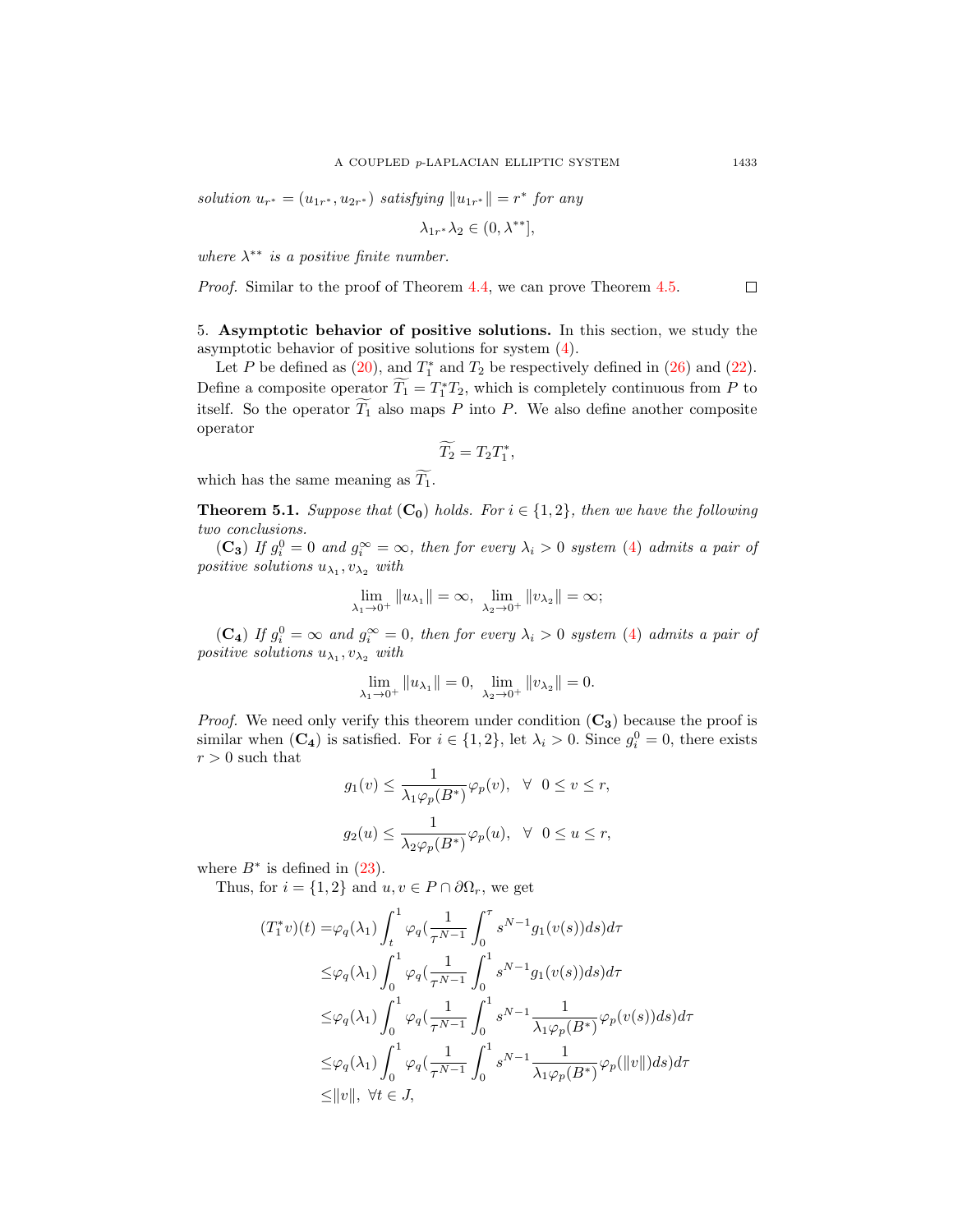*solution $u_{r^*} = (u_{1r^*}, u_{2r^*})$ satisfying $\|u_{1r^*}\| = r^*$ for any*

$$\lambda_{1r^*}\lambda_2 \in (0, \lambda^{**}],$$

*where $\lambda^{**}$ is a positive finite number.*

*Proof.* Similar to the proof of Theorem 4.4, we can prove Theorem 4.5. □

5. **Asymptotic behavior of positive solutions.** In this section, we study the asymptotic behavior of positive solutions for system (4).

Let $P$ be defined as (20), and $T_1^*$ and $T_2$ be respectively defined in (26) and (22). Define a composite operator $\widetilde{T_1} = T_1^* T_2$, which is completely continuous from $P$ to itself. So the operator $\widetilde{T_1}$ also maps $P$ into $P$. We also define another composite operator

$$\widetilde{T_2} = T_2 T_1^*,$$

which has the same meaning as $\widetilde{T_1}$.

**Theorem 5.1.** *Suppose that* $(\mathbf{C_0})$ *holds. For $i \in \{1, 2\}$, then we have the following two conclusions.*

$(\mathbf{C_3})$ *If $g_i^0 = 0$ and $g_i^\infty = \infty$, then for every $\lambda_i > 0$ system (4) admits a pair of positive solutions $u_{\lambda_1}, v_{\lambda_2}$ with*

$$\lim_{\lambda_1 \to 0^+} \|u_{\lambda_1}\| = \infty, \ \ \lim_{\lambda_2 \to 0^+} \|v_{\lambda_2}\| = \infty;$$

$(\mathbf{C_4})$ *If $g_i^0 = \infty$ and $g_i^\infty = 0$, then for every $\lambda_i > 0$ system (4) admits a pair of positive solutions $u_{\lambda_1}, v_{\lambda_2}$ with*

$$\lim_{\lambda_1 \to 0^+} \|u_{\lambda_1}\| = 0, \ \ \lim_{\lambda_2 \to 0^+} \|v_{\lambda_2}\| = 0.$$

*Proof.* We need only verify this theorem under condition $(\mathbf{C_3})$ because the proof is similar when $(\mathbf{C_4})$ is satisfied. For $i \in \{1, 2\}$, let $\lambda_i > 0$. Since $g_i^0 = 0$, there exists $r > 0$ such that

$$g_1(v) \leq \frac{1}{\lambda_1 \varphi_p(B^*)} \varphi_p(v), \ \ \forall \ \ 0 \leq v \leq r,$$

$$g_2(u) \leq \frac{1}{\lambda_2 \varphi_p(B^*)} \varphi_p(u), \ \ \forall \ \ 0 \leq u \leq r,$$

where $B^*$ is defined in (23).

Thus, for $i = \{1, 2\}$ and $u, v \in P \cap \partial\Omega_r$, we get

$$\begin{aligned}
(T_1^* v)(t) =& \varphi_q(\lambda_1) \int_t^1 \varphi_q\left(\frac{1}{\tau^{N-1}} \int_0^\tau s^{N-1} g_1(v(s)) ds\right) d\tau \\
\leq& \varphi_q(\lambda_1) \int_0^1 \varphi_q\left(\frac{1}{\tau^{N-1}} \int_0^1 s^{N-1} g_1(v(s)) ds\right) d\tau \\
\leq& \varphi_q(\lambda_1) \int_0^1 \varphi_q\left(\frac{1}{\tau^{N-1}} \int_0^1 s^{N-1} \frac{1}{\lambda_1 \varphi_p(B^*)} \varphi_p(v(s)) ds\right) d\tau \\
\leq& \varphi_q(\lambda_1) \int_0^1 \varphi_q\left(\frac{1}{\tau^{N-1}} \int_0^1 s^{N-1} \frac{1}{\lambda_1 \varphi_p(B^*)} \varphi_p(\|v\|) ds\right) d\tau \\
\leq& \|v\|, \ \forall t \in J,
\end{aligned}$$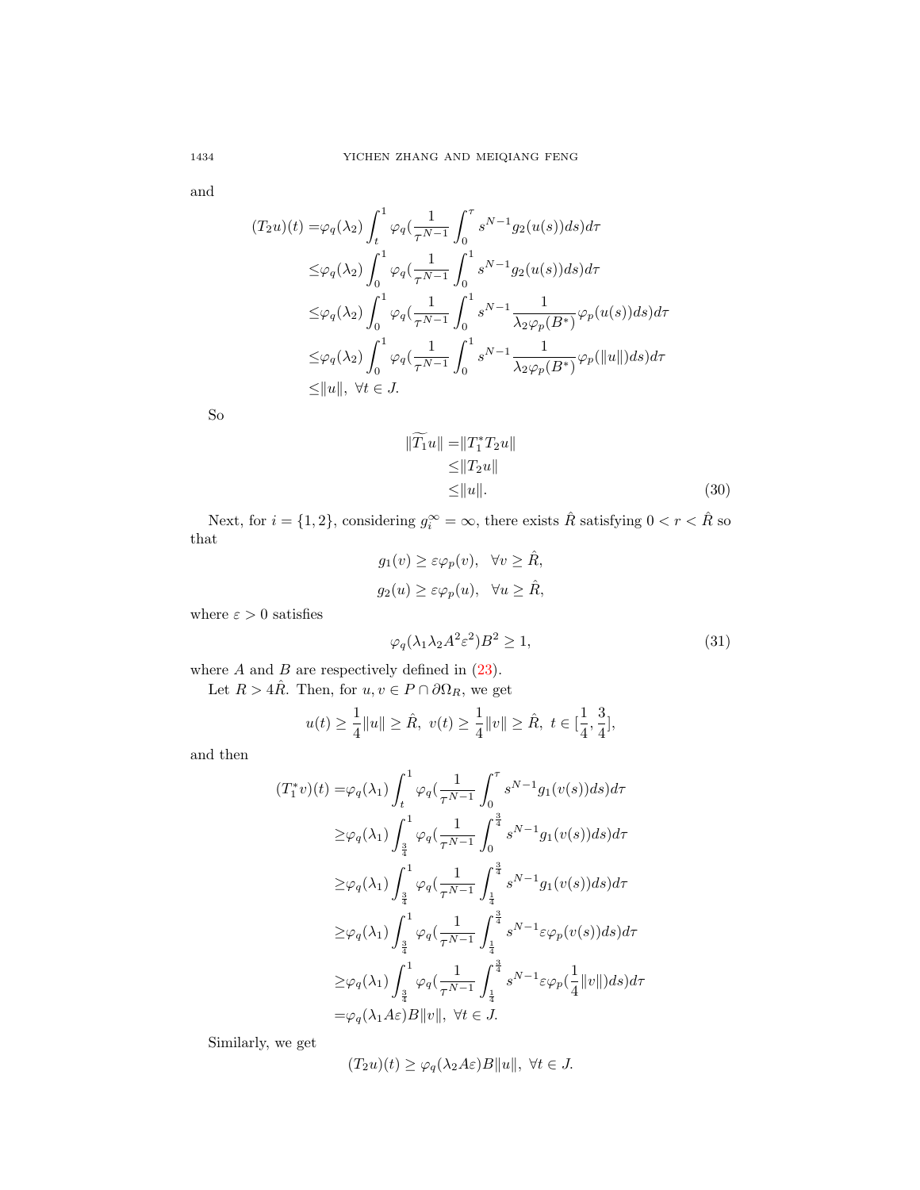and

$$
\begin{aligned}
(T_2u)(t) =& \varphi_q(\lambda_2)\int_t^1 \varphi_q(\frac{1}{\tau^{N-1}}\int_0^\tau s^{N-1}g_2(u(s))ds)d\tau \\
\leq& \varphi_q(\lambda_2)\int_0^1 \varphi_q(\frac{1}{\tau^{N-1}}\int_0^1 s^{N-1}g_2(u(s))ds)d\tau \\
\leq& \varphi_q(\lambda_2)\int_0^1 \varphi_q(\frac{1}{\tau^{N-1}}\int_0^1 s^{N-1}\frac{1}{\lambda_2\varphi_p(B^*)}\varphi_p(u(s))ds)d\tau \\
\leq& \varphi_q(\lambda_2)\int_0^1 \varphi_q(\frac{1}{\tau^{N-1}}\int_0^1 s^{N-1}\frac{1}{\lambda_2\varphi_p(B^*)}\varphi_p(\|u\|)ds)d\tau \\
\leq& \|u\|, \ \forall t \in J.
\end{aligned}
$$

So

$$
\begin{aligned}
\|\widetilde{T_1}u\| =& \|T_1^*T_2u\| \\
\leq& \|T_2u\| \\
\leq& \|u\|. 
\end{aligned} \tag{30}
$$

Next, for $i = \{1, 2\}$, considering $g_i^\infty = \infty$, there exists $\hat{R}$ satisfying $0 < r < \hat{R}$ so that

$$
g_1(v) \geq \varepsilon\varphi_p(v), \quad \forall v \geq \hat{R},
$$

$$
g_2(u) \geq \varepsilon\varphi_p(u), \quad \forall u \geq \hat{R},
$$

where $\varepsilon > 0$ satisfies

$$
\varphi_q(\lambda_1\lambda_2A^2\varepsilon^2)B^2 \geq 1, \tag{31}
$$

where $A$ and $B$ are respectively defined in (23).

Let $R > 4\hat{R}$. Then, for $u, v \in P \cap \partial\Omega_R$, we get

$$
u(t) \geq \frac{1}{4}\|u\| \geq \hat{R}, \ v(t) \geq \frac{1}{4}\|v\| \geq \hat{R}, \ t \in [\frac{1}{4}, \frac{3}{4}],
$$

and then

$$
\begin{aligned}
(T_1^*v)(t) =& \varphi_q(\lambda_1)\int_t^1 \varphi_q(\frac{1}{\tau^{N-1}}\int_0^\tau s^{N-1}g_1(v(s))ds)d\tau \\
\geq& \varphi_q(\lambda_1)\int_{\frac{3}{4}}^1 \varphi_q(\frac{1}{\tau^{N-1}}\int_0^{\frac{3}{4}} s^{N-1}g_1(v(s))ds)d\tau \\
\geq& \varphi_q(\lambda_1)\int_{\frac{3}{4}}^1 \varphi_q(\frac{1}{\tau^{N-1}}\int_{\frac{1}{4}}^{\frac{3}{4}} s^{N-1}g_1(v(s))ds)d\tau \\
\geq& \varphi_q(\lambda_1)\int_{\frac{3}{4}}^1 \varphi_q(\frac{1}{\tau^{N-1}}\int_{\frac{1}{4}}^{\frac{3}{4}} s^{N-1}\varepsilon\varphi_p(v(s))ds)d\tau \\
\geq& \varphi_q(\lambda_1)\int_{\frac{3}{4}}^1 \varphi_q(\frac{1}{\tau^{N-1}}\int_{\frac{1}{4}}^{\frac{3}{4}} s^{N-1}\varepsilon\varphi_p(\frac{1}{4}\|v\|)ds)d\tau \\
=& \varphi_q(\lambda_1A\varepsilon)B\|v\|, \ \forall t \in J.
\end{aligned}
$$

Similarly, we get

$$
(T_2u)(t) \geq \varphi_q(\lambda_2A\varepsilon)B\|u\|, \ \forall t \in J.
$$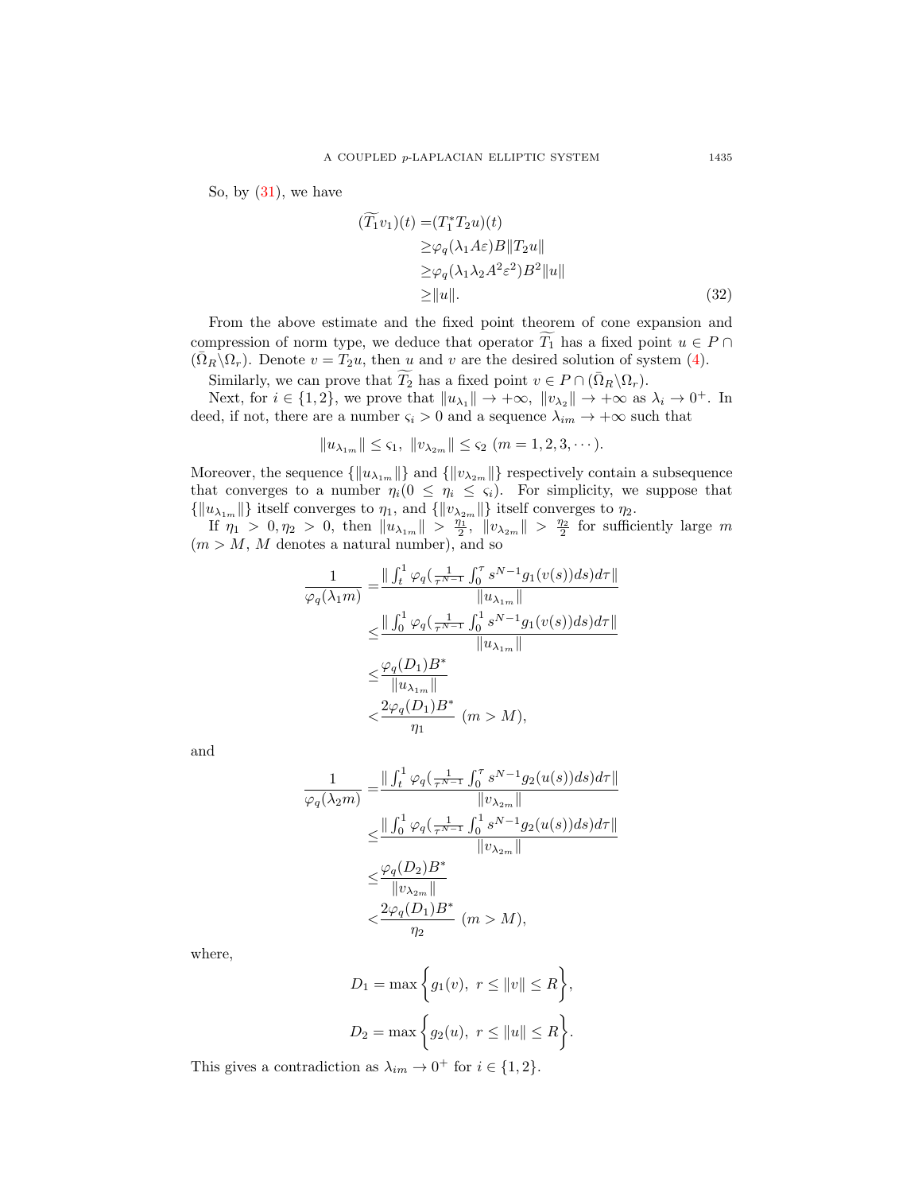So, by (31), we have

$$
\begin{aligned}
(\widetilde{T_1}v_1)(t) =&(T_1^* T_2 u)(t) \\
\geq&\varphi_q(\lambda_1 A\varepsilon)B\|T_2 u\| \\
\geq&\varphi_q(\lambda_1\lambda_2 A^2\varepsilon^2)B^2\|u\| \\
\geq&\|u\|.
\end{aligned} \tag{32}
$$

From the above estimate and the fixed point theorem of cone expansion and compression of norm type, we deduce that operator $\widetilde{T_1}$ has a fixed point $u \in P \cap (\bar{\Omega}_R \backslash \Omega_r)$. Denote $v = T_2 u$, then $u$ and $v$ are the desired solution of system (4).

Similarly, we can prove that $\widetilde{T_2}$ has a fixed point $v \in P \cap (\bar{\Omega}_R \backslash \Omega_r)$.

Next, for $i \in \{1,2\}$, we prove that $\|u_{\lambda_1}\| \to +\infty,\ \|v_{\lambda_2}\| \to +\infty$ as $\lambda_i \to 0^+$. Indeed, if not, there are a number $\varsigma_i > 0$ and a sequence $\lambda_{im} \to +\infty$ such that

$$
\|u_{\lambda_{1m}}\| \leq \varsigma_1,\ \|v_{\lambda_{2m}}\| \leq \varsigma_2\ (m = 1,2,3,\cdots).
$$

Moreover, the sequence $\{\|u_{\lambda_{1m}}\|\}$ and $\{\|v_{\lambda_{2m}}\|\}$ respectively contain a subsequence that converges to a number $\eta_i (0 \leq \eta_i \leq \varsigma_i)$. For simplicity, we suppose that $\{\|u_{\lambda_{1m}}\|\}$ itself converges to $\eta_1$, and $\{\|v_{\lambda_{2m}}\|\}$ itself converges to $\eta_2$.

If $\eta_1 > 0, \eta_2 > 0$, then $\|u_{\lambda_{1m}}\| > \frac{\eta_1}{2},\ \|v_{\lambda_{2m}}\| > \frac{\eta_2}{2}$ for sufficiently large $m$ ($m > M$, $M$ denotes a natural number), and so

$$
\begin{aligned}
\frac{1}{\varphi_q(\lambda_1 m)} =&\frac{\|\int_t^1 \varphi_q(\frac{1}{\tau^{N-1}}\int_0^\tau s^{N-1} g_1(v(s))ds)d\tau\|}{\|u_{\lambda_{1m}}\|} \\
\leq&\frac{\|\int_0^1 \varphi_q(\frac{1}{\tau^{N-1}}\int_0^1 s^{N-1} g_1(v(s))ds)d\tau\|}{\|u_{\lambda_{1m}}\|} \\
\leq&\frac{\varphi_q(D_1)B^*}{\|u_{\lambda_{1m}}\|} \\
<&\frac{2\varphi_q(D_1)B^*}{\eta_1}\ (m > M),
\end{aligned}
$$

and

$$
\begin{aligned}
\frac{1}{\varphi_q(\lambda_2 m)} =&\frac{\|\int_t^1 \varphi_q(\frac{1}{\tau^{N-1}}\int_0^\tau s^{N-1} g_2(u(s))ds)d\tau\|}{\|v_{\lambda_{2m}}\|} \\
\leq&\frac{\|\int_0^1 \varphi_q(\frac{1}{\tau^{N-1}}\int_0^1 s^{N-1} g_2(u(s))ds)d\tau\|}{\|v_{\lambda_{2m}}\|} \\
\leq&\frac{\varphi_q(D_2)B^*}{\|v_{\lambda_{2m}}\|} \\
<&\frac{2\varphi_q(D_1)B^*}{\eta_2}\ (m > M),
\end{aligned}
$$

where,

$$
D_1 = \max\bigg\{g_1(v),\ r \leq \|v\| \leq R\bigg\},
$$

$$
D_2 = \max\bigg\{g_2(u),\ r \leq \|u\| \leq R\bigg\}.
$$

This gives a contradiction as $\lambda_{im} \to 0^+$ for $i \in \{1,2\}$.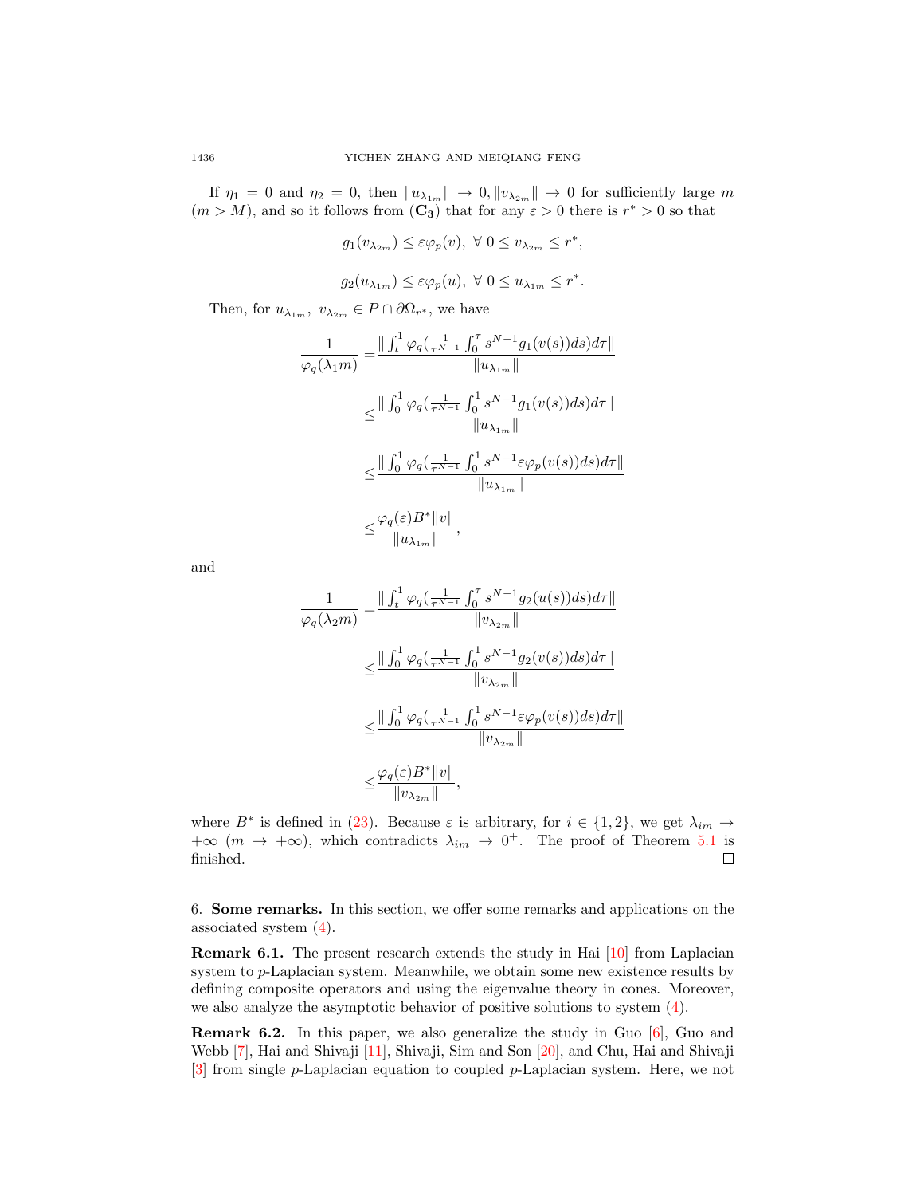If $\eta_1 = 0$ and $\eta_2 = 0$, then $\|u_{\lambda_{1m}}\| \to 0, \|v_{\lambda_{2m}}\| \to 0$ for sufficiently large $m$ $(m > M)$, and so it follows from $(\mathbf{C_3})$ that for any $\varepsilon > 0$ there is $r^* > 0$ so that

$$g_1(v_{\lambda_{2m}}) \le \varepsilon\varphi_p(v),\ \forall\ 0 \le v_{\lambda_{2m}} \le r^*,$$

$$g_2(u_{\lambda_{1m}}) \le \varepsilon\varphi_p(u),\ \forall\ 0 \le u_{\lambda_{1m}} \le r^*.$$

Then, for $u_{\lambda_{1m}},\ v_{\lambda_{2m}} \in P \cap \partial\Omega_{r^*}$, we have

$$\begin{aligned}
\frac{1}{\varphi_q(\lambda_1 m)} =& \frac{\|\int_t^1 \varphi_q(\frac{1}{\tau^{N-1}}\int_0^\tau s^{N-1}g_1(v(s))ds)d\tau\|}{\|u_{\lambda_{1m}}\|}\\
\le& \frac{\|\int_0^1 \varphi_q(\frac{1}{\tau^{N-1}}\int_0^1 s^{N-1}g_1(v(s))ds)d\tau\|}{\|u_{\lambda_{1m}}\|}\\
\le& \frac{\|\int_0^1 \varphi_q(\frac{1}{\tau^{N-1}}\int_0^1 s^{N-1}\varepsilon\varphi_p(v(s))ds)d\tau\|}{\|u_{\lambda_{1m}}\|}\\
\le& \frac{\varphi_q(\varepsilon)B^*\|v\|}{\|u_{\lambda_{1m}}\|},
\end{aligned}$$

and

$$\begin{aligned}
\frac{1}{\varphi_q(\lambda_2 m)} =& \frac{\|\int_t^1 \varphi_q(\frac{1}{\tau^{N-1}}\int_0^\tau s^{N-1}g_2(u(s))ds)d\tau\|}{\|v_{\lambda_{2m}}\|}\\
\le& \frac{\|\int_0^1 \varphi_q(\frac{1}{\tau^{N-1}}\int_0^1 s^{N-1}g_2(v(s))ds)d\tau\|}{\|v_{\lambda_{2m}}\|}\\
\le& \frac{\|\int_0^1 \varphi_q(\frac{1}{\tau^{N-1}}\int_0^1 s^{N-1}\varepsilon\varphi_p(v(s))ds)d\tau\|}{\|v_{\lambda_{2m}}\|}\\
\le& \frac{\varphi_q(\varepsilon)B^*\|v\|}{\|v_{\lambda_{2m}}\|},
\end{aligned}$$

where $B^*$ is defined in (23). Because $\varepsilon$ is arbitrary, for $i \in \{1, 2\}$, we get $\lambda_{im} \to +\infty$ $(m \to +\infty)$, which contradicts $\lambda_{im} \to 0^+$. The proof of Theorem 5.1 is finished. ☐

## 6. Some remarks.

In this section, we offer some remarks and applications on the associated system (4).

**Remark 6.1.** The present research extends the study in Hai [10] from Laplacian system to $p$-Laplacian system. Meanwhile, we obtain some new existence results by defining composite operators and using the eigenvalue theory in cones. Moreover, we also analyze the asymptotic behavior of positive solutions to system (4).

**Remark 6.2.** In this paper, we also generalize the study in Guo [6], Guo and Webb [7], Hai and Shivaji [11], Shivaji, Sim and Son [20], and Chu, Hai and Shivaji [3] from single $p$-Laplacian equation to coupled $p$-Laplacian system. Here, we not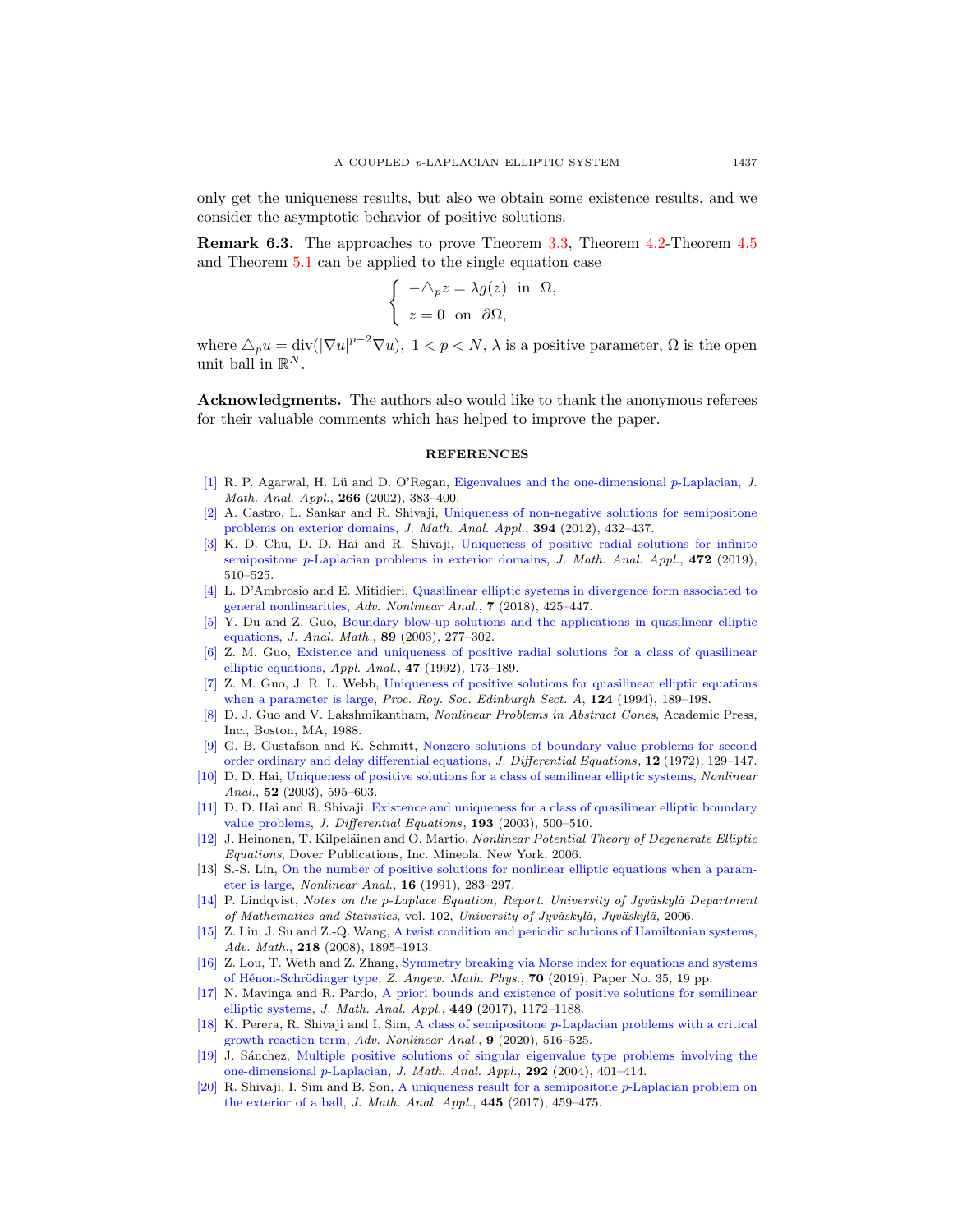only get the uniqueness results, but also we obtain some existence results, and we consider the asymptotic behavior of positive solutions.

**Remark 6.3.** The approaches to prove Theorem 3.3, Theorem 4.2-Theorem 4.5 and Theorem 5.1 can be applied to the single equation case

$$\begin{cases} -\triangle_p z = \lambda g(z) \ \text{ in } \ \Omega, \\ z = 0 \ \text{ on } \ \partial\Omega, \end{cases}$$

where $\triangle_p u = \mathrm{div}(|\nabla u|^{p-2}\nabla u),\ 1 < p < N,\ \lambda$ is a positive parameter, $\Omega$ is the open unit ball in $\mathbb{R}^N$.

**Acknowledgments.** The authors also would like to thank the anonymous referees for their valuable comments which has helped to improve the paper.

## REFERENCES

[1] R. P. Agarwal, H. Lü and D. O'Regan, Eigenvalues and the one-dimensional $p$-Laplacian, *J. Math. Anal. Appl.*, **266** (2002), 383–400.

[2] A. Castro, L. Sankar and R. Shivaji, Uniqueness of non-negative solutions for semipositone problems on exterior domains, *J. Math. Anal. Appl.*, **394** (2012), 432–437.

[3] K. D. Chu, D. D. Hai and R. Shivaji, Uniqueness of positive radial solutions for infinite semipositone $p$-Laplacian problems in exterior domains, *J. Math. Anal. Appl.*, **472** (2019), 510–525.

[4] L. D'Ambrosio and E. Mitidieri, Quasilinear elliptic systems in divergence form associated to general nonlinearities, *Adv. Nonlinear Anal.*, **7** (2018), 425–447.

[5] Y. Du and Z. Guo, Boundary blow-up solutions and the applications in quasilinear elliptic equations, *J. Anal. Math.*, **89** (2003), 277–302.

[6] Z. M. Guo, Existence and uniqueness of positive radial solutions for a class of quasilinear elliptic equations, *Appl. Anal.*, **47** (1992), 173–189.

[7] Z. M. Guo, J. R. L. Webb, Uniqueness of positive solutions for quasilinear elliptic equations when a parameter is large, *Proc. Roy. Soc. Edinburgh Sect. A*, **124** (1994), 189–198.

[8] D. J. Guo and V. Lakshmikantham, *Nonlinear Problems in Abstract Cones*, Academic Press, Inc., Boston, MA, 1988.

[9] G. B. Gustafson and K. Schmitt, Nonzero solutions of boundary value problems for second order ordinary and delay differential equations, *J. Differential Equations*, **12** (1972), 129–147.

[10] D. D. Hai, Uniqueness of positive solutions for a class of semilinear elliptic systems, *Nonlinear Anal.*, **52** (2003), 595–603.

[11] D. D. Hai and R. Shivaji, Existence and uniqueness for a class of quasilinear elliptic boundary value problems, *J. Differential Equations*, **193** (2003), 500–510.

[12] J. Heinonen, T. Kilpeläinen and O. Martio, *Nonlinear Potential Theory of Degenerate Elliptic Equations*, Dover Publications, Inc. Mineola, New York, 2006.

[13] S.-S. Lin, On the number of positive solutions for nonlinear elliptic equations when a parameter is large, *Nonlinear Anal.*, **16** (1991), 283–297.

[14] P. Lindqvist, *Notes on the p-Laplace Equation, Report. University of Jyväskylä Department of Mathematics and Statistics*, vol. 102, *University of Jyväskylä, Jyväskylä*, 2006.

[15] Z. Liu, J. Su and Z.-Q. Wang, A twist condition and periodic solutions of Hamiltonian systems, *Adv. Math.*, **218** (2008), 1895–1913.

[16] Z. Lou, T. Weth and Z. Zhang, Symmetry breaking via Morse index for equations and systems of Hénon-Schrödinger type, *Z. Angew. Math. Phys.*, **70** (2019), Paper No. 35, 19 pp.

[17] N. Mavinga and R. Pardo, A priori bounds and existence of positive solutions for semilinear elliptic systems, *J. Math. Anal. Appl.*, **449** (2017), 1172–1188.

[18] K. Perera, R. Shivaji and I. Sim, A class of semipositone $p$-Laplacian problems with a critical growth reaction term, *Adv. Nonlinear Anal.*, **9** (2020), 516–525.

[19] J. Sánchez, Multiple positive solutions of singular eigenvalue type problems involving the one-dimensional $p$-Laplacian, *J. Math. Anal. Appl.*, **292** (2004), 401–414.

[20] R. Shivaji, I. Sim and B. Son, A uniqueness result for a semipositone $p$-Laplacian problem on the exterior of a ball, *J. Math. Anal. Appl.*, **445** (2017), 459–475.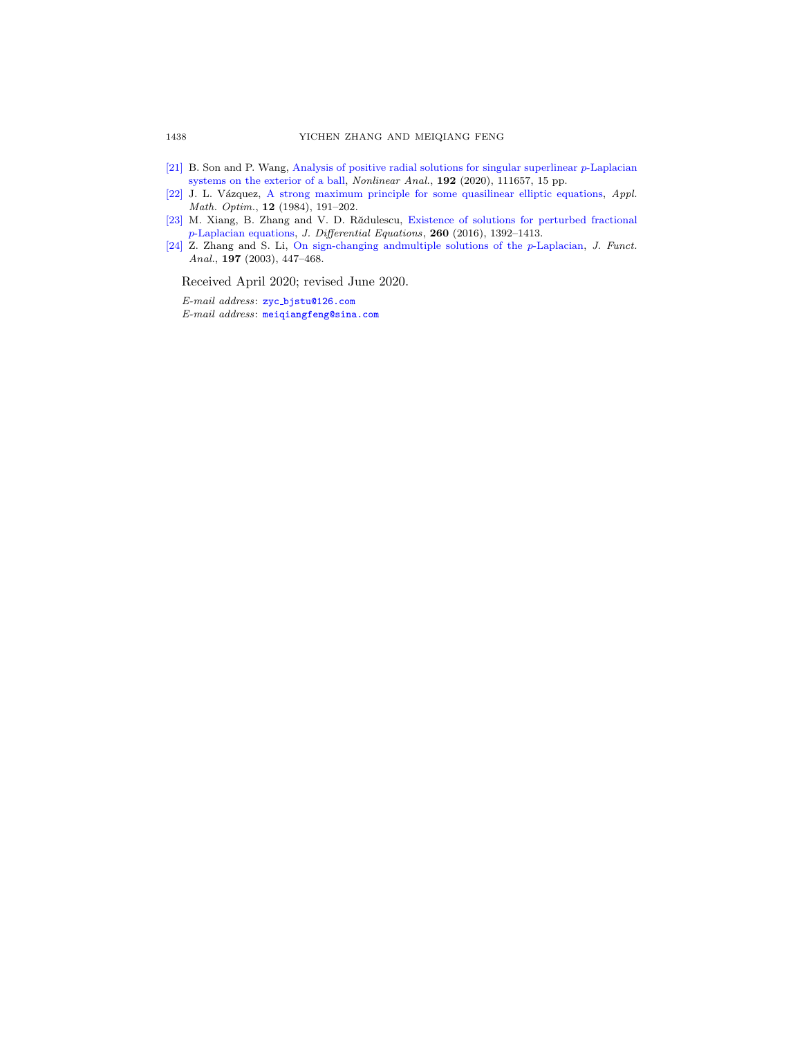[21] B. Son and P. Wang, Analysis of positive radial solutions for singular superlinear $p$-Laplacian systems on the exterior of a ball, *Nonlinear Anal.*, **192** (2020), 111657, 15 pp.

[22] J. L. Vázquez, A strong maximum principle for some quasilinear elliptic equations, *Appl. Math. Optim.*, **12** (1984), 191–202.

[23] M. Xiang, B. Zhang and V. D. Rădulescu, Existence of solutions for perturbed fractional $p$-Laplacian equations, *J. Differential Equations*, **260** (2016), 1392–1413.

[24] Z. Zhang and S. Li, On sign-changing andmultiple solutions of the $p$-Laplacian, *J. Funct. Anal.*, **197** (2003), 447–468.

Received April 2020; revised June 2020.

*E-mail address*: zyc_bjstu@126.com

*E-mail address*: meiqiangfeng@sina.com